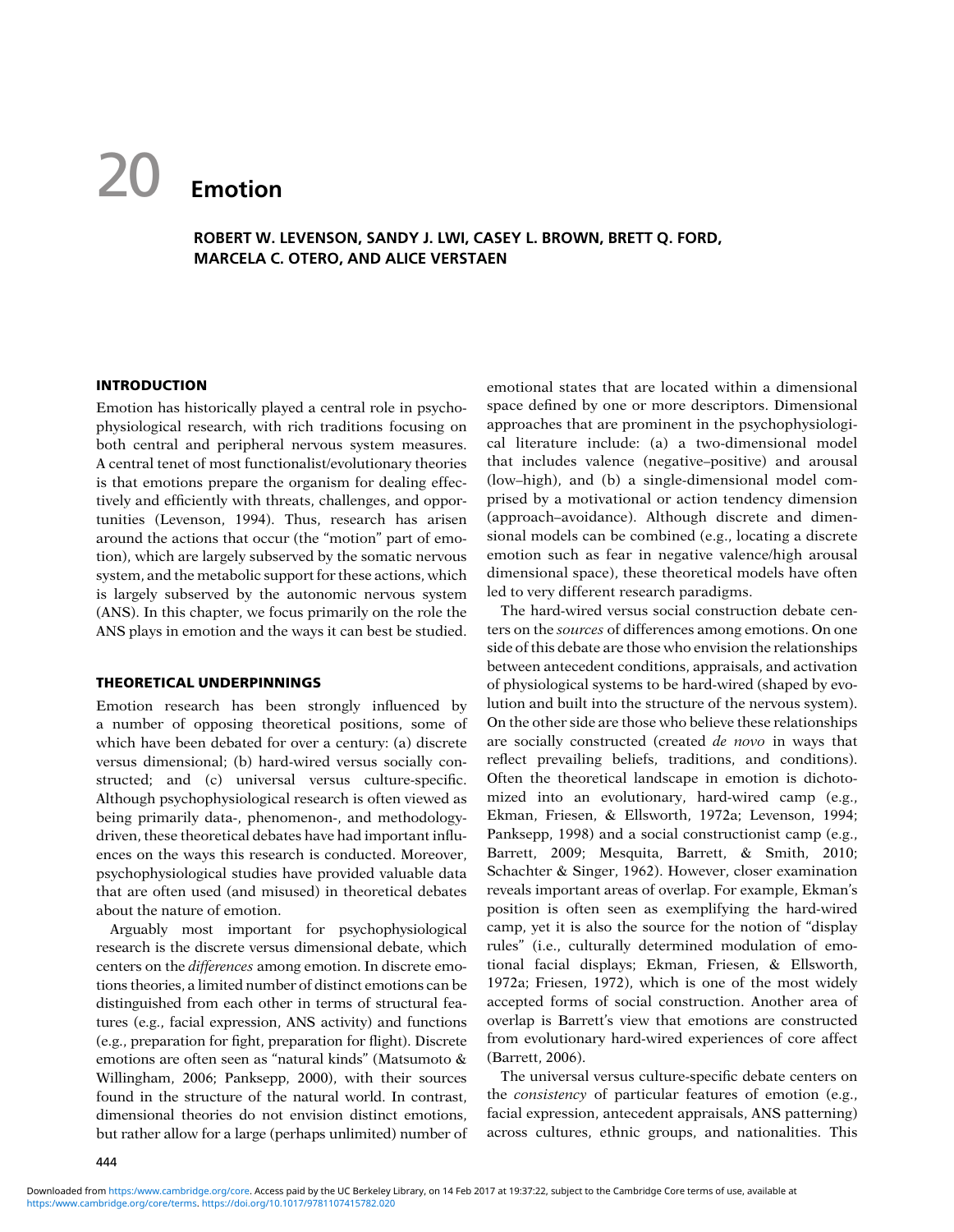# 20 Emotion

**ROBERT W. LEVENSON, SANDY J. LWI, CASEY L. BROWN, BRETT Q. FORD, MARCELA C. OTERO, AND ALICE VERSTAEN**

## INTRODUCTION

Emotion has historically played a central role in psychophysiological research, with rich traditions focusing on both central and peripheral nervous system measures. A central tenet of most functionalist/evolutionary theories is that emotions prepare the organism for dealing effectively and efficiently with threats, challenges, and opportunities (Levenson, 1994). Thus, research has arisen around the actions that occur (the "motion" part of emotion), which are largely subserved by the somatic nervous system, and the metabolic support for these actions, which is largely subserved by the autonomic nervous system (ANS). In this chapter, we focus primarily on the role the ANS plays in emotion and the ways it can best be studied.

## THEORETICAL UNDERPINNINGS

Emotion research has been strongly influenced by a number of opposing theoretical positions, some of which have been debated for over a century: (a) discrete versus dimensional; (b) hard-wired versus socially constructed; and (c) universal versus culture-specific. Although psychophysiological research is often viewed as being primarily data-, phenomenon-, and methodology-driven, these theoretical debates have had important influences on the ways this research is conducted. Moreover, psychophysiological studies have provided valuable data that are often used (and misused) in theoretical debates about the nature of emotion.

Arguably most important for psychophysiological research is the discrete versus dimensional debate, which centers on the *differences* among emotion. In discrete emotions theories, a limited number of distinct emotions can be distinguished from each other in terms of structural features (e.g., facial expression, ANS activity) and functions (e.g., preparation for fight, preparation for flight). Discrete emotions are often seen as "natural kinds" (Matsumoto & Willingham, 2006; Panksepp, 2000), with their sources found in the structure of the natural world. In contrast, dimensional theories do not envision distinct emotions, but rather allow for a large (perhaps unlimited) number of emotional states that are located within a dimensional space defined by one or more descriptors. Dimensional approaches that are prominent in the psychophysiological literature include: (a) a two-dimensional model that includes valence (negative–positive) and arousal (low–high), and (b) a single-dimensional model comprised by a motivational or action tendency dimension (approach–avoidance). Although discrete and dimensional models can be combined (e.g., locating a discrete emotion such as fear in negative valence/high arousal dimensional space), these theoretical models have often led to very different research paradigms.

The hard-wired versus social construction debate centers on the *sources* of differences among emotions. On one side of this debate are those who envision the relationships between antecedent conditions, appraisals, and activation of physiological systems to be hard-wired (shaped by evolution and built into the structure of the nervous system). On the other side are those who believe these relationships are socially constructed (created *de novo* in ways that reflect prevailing beliefs, traditions, and conditions). Often the theoretical landscape in emotion is dichotomized into an evolutionary, hard-wired camp (e.g., Ekman, Friesen, & Ellsworth, 1972a; Levenson, 1994; Panksepp, 1998) and a social constructionist camp (e.g., Barrett, 2009; Mesquita, Barrett, & Smith, 2010; Schachter & Singer, 1962). However, closer examination reveals important areas of overlap. For example, Ekman's position is often seen as exemplifying the hard-wired camp, yet it is also the source for the notion of "display rules" (i.e., culturally determined modulation of emotional facial displays; Ekman, Friesen, & Ellsworth, 1972a; Friesen, 1972), which is one of the most widely accepted forms of social construction. Another area of overlap is Barrett's view that emotions are constructed from evolutionary hard-wired experiences of core affect (Barrett, 2006).

The universal versus culture-specific debate centers on the *consistency* of particular features of emotion (e.g., facial expression, antecedent appraisals, ANS patterning) across cultures, ethnic groups, and nationalities. This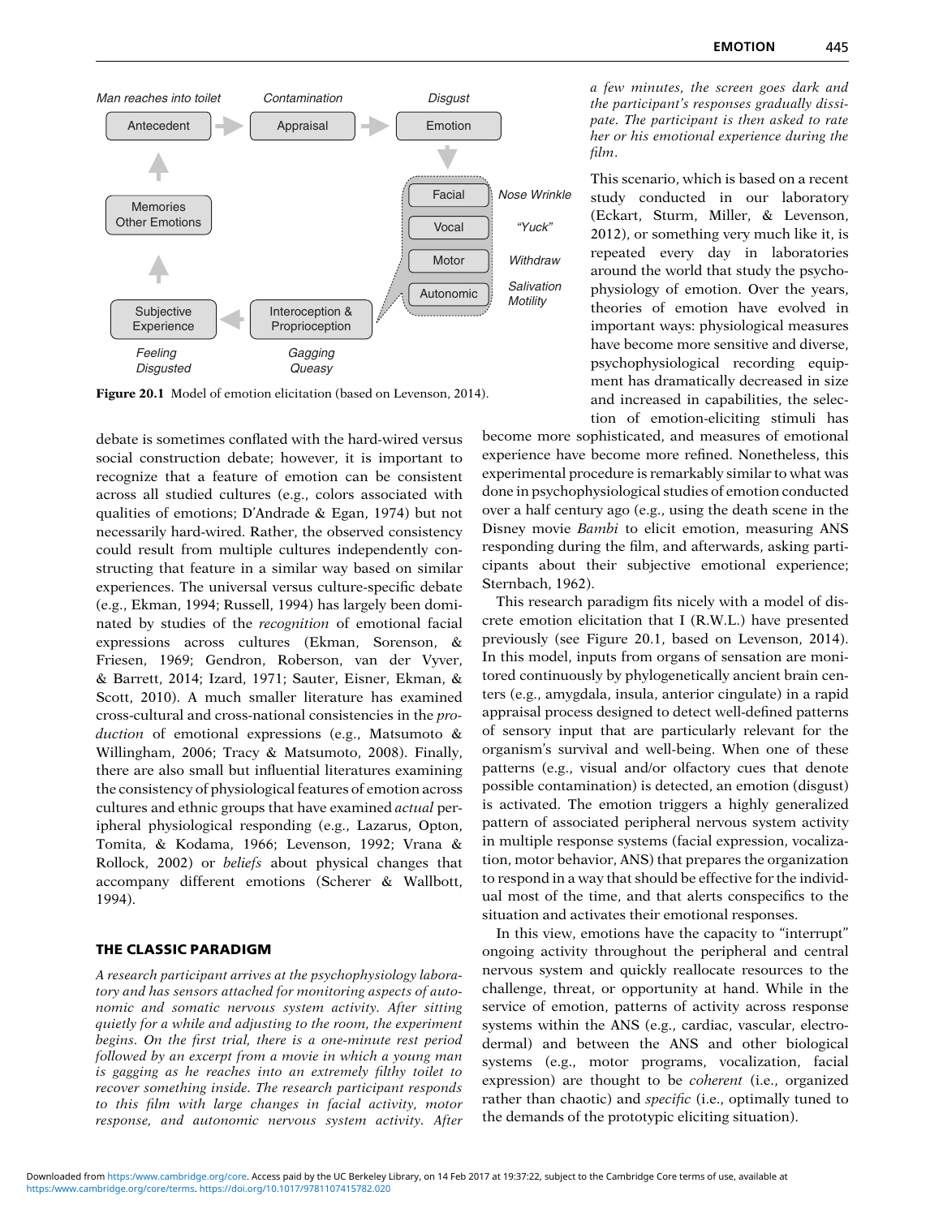Figure 20.1 Model of emotion elicitation (based on Levenson, 2014).

debate is sometimes conflated with the hard-wired versus social construction debate; however, it is important to recognize that a feature of emotion can be consistent across all studied cultures (e.g., colors associated with qualities of emotions; D'Andrade & Egan, 1974) but not necessarily hard-wired. Rather, the observed consistency could result from multiple cultures independently constructing that feature in a similar way based on similar experiences. The universal versus culture-specific debate (e.g., Ekman, 1994; Russell, 1994) has largely been dominated by studies of the *recognition* of emotional facial expressions across cultures (Ekman, Sorenson, & Friesen, 1969; Gendron, Roberson, van der Vyver, & Barrett, 2014; Izard, 1971; Sauter, Eisner, Ekman, & Scott, 2010). A much smaller literature has examined cross-cultural and cross-national consistencies in the *production* of emotional expressions (e.g., Matsumoto & Willingham, 2006; Tracy & Matsumoto, 2008). Finally, there are also small but influential literatures examining the consistency of physiological features of emotion across cultures and ethnic groups that have examined *actual* peripheral physiological responding (e.g., Lazarus, Opton, Tomita, & Kodama, 1966; Levenson, 1992; Vrana & Rollock, 2002) or *beliefs* about physical changes that accompany different emotions (Scherer & Wallbott, 1994).

## THE CLASSIC PARADIGM

*A research participant arrives at the psychophysiology laboratory and has sensors attached for monitoring aspects of autonomic and somatic nervous system activity. After sitting quietly for a while and adjusting to the room, the experiment begins. On the first trial, there is a one-minute rest period followed by an excerpt from a movie in which a young man is gagging as he reaches into an extremely filthy toilet to recover something inside. The research participant responds to this film with large changes in facial activity, motor response, and autonomic nervous system activity. After a few minutes, the screen goes dark and the participant's responses gradually dissipate. The participant is then asked to rate her or his emotional experience during the film.*

This scenario, which is based on a recent study conducted in our laboratory (Eckart, Sturm, Miller, & Levenson, 2012), or something very much like it, is repeated every day in laboratories around the world that study the psychophysiology of emotion. Over the years, theories of emotion have evolved in important ways: physiological measures have become more sensitive and diverse, psychophysiological recording equipment has dramatically decreased in size and increased in capabilities, the selection of emotion-eliciting stimuli has become more sophisticated, and measures of emotional experience have become more refined. Nonetheless, this experimental procedure is remarkably similar to what was done in psychophysiological studies of emotion conducted over a half century ago (e.g., using the death scene in the Disney movie *Bambi* to elicit emotion, measuring ANS responding during the film, and afterwards, asking participants about their subjective emotional experience; Sternbach, 1962).

This research paradigm fits nicely with a model of discrete emotion elicitation that I (R.W.L.) have presented previously (see Figure 20.1, based on Levenson, 2014). In this model, inputs from organs of sensation are monitored continuously by phylogenetically ancient brain centers (e.g., amygdala, insula, anterior cingulate) in a rapid appraisal process designed to detect well-defined patterns of sensory input that are particularly relevant for the organism's survival and well-being. When one of these patterns (e.g., visual and/or olfactory cues that denote possible contamination) is detected, an emotion (disgust) is activated. The emotion triggers a highly generalized pattern of associated peripheral nervous system activity in multiple response systems (facial expression, vocalization, motor behavior, ANS) that prepares the organization to respond in a way that should be effective for the individual most of the time, and that alerts conspecifics to the situation and activates their emotional responses.

In this view, emotions have the capacity to "interrupt" ongoing activity throughout the peripheral and central nervous system and quickly reallocate resources to the challenge, threat, or opportunity at hand. While in the service of emotion, patterns of activity across response systems within the ANS (e.g., cardiac, vascular, electrodermal) and between the ANS and other biological systems (e.g., motor programs, vocalization, facial expression) are thought to be *coherent* (i.e., organized rather than chaotic) and *specific* (i.e., optimally tuned to the demands of the prototypic eliciting situation).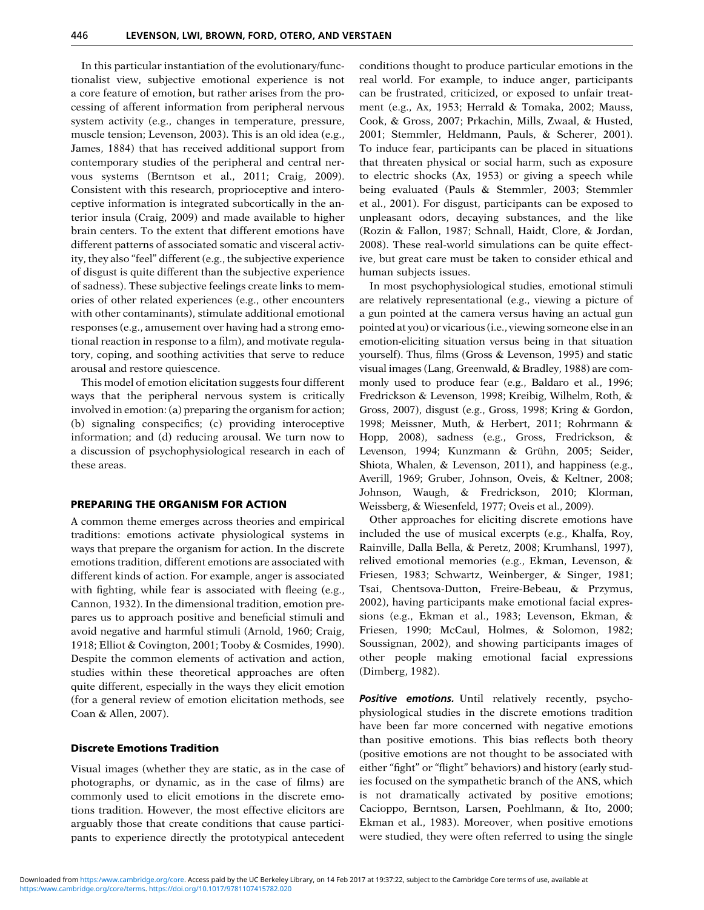In this particular instantiation of the evolutionary/functionalist view, subjective emotional experience is not a core feature of emotion, but rather arises from the processing of afferent information from peripheral nervous system activity (e.g., changes in temperature, pressure, muscle tension; Levenson, 2003). This is an old idea (e.g., James, 1884) that has received additional support from contemporary studies of the peripheral and central nervous systems (Berntson et al., 2011; Craig, 2009). Consistent with this research, proprioceptive and interoceptive information is integrated subcortically in the anterior insula (Craig, 2009) and made available to higher brain centers. To the extent that different emotions have different patterns of associated somatic and visceral activity, they also "feel" different (e.g., the subjective experience of disgust is quite different than the subjective experience of sadness). These subjective feelings create links to memories of other related experiences (e.g., other encounters with other contaminants), stimulate additional emotional responses (e.g., amusement over having had a strong emotional reaction in response to a film), and motivate regulatory, coping, and soothing activities that serve to reduce arousal and restore quiescence.

This model of emotion elicitation suggests four different ways that the peripheral nervous system is critically involved in emotion: (a) preparing the organism for action; (b) signaling conspecifics; (c) providing interoceptive information; and (d) reducing arousal. We turn now to a discussion of psychophysiological research in each of these areas.

## PREPARING THE ORGANISM FOR ACTION

A common theme emerges across theories and empirical traditions: emotions activate physiological systems in ways that prepare the organism for action. In the discrete emotions tradition, different emotions are associated with different kinds of action. For example, anger is associated with fighting, while fear is associated with fleeing (e.g., Cannon, 1932). In the dimensional tradition, emotion prepares us to approach positive and beneficial stimuli and avoid negative and harmful stimuli (Arnold, 1960; Craig, 1918; Elliot & Covington, 2001; Tooby & Cosmides, 1990). Despite the common elements of activation and action, studies within these theoretical approaches are often quite different, especially in the ways they elicit emotion (for a general review of emotion elicitation methods, see Coan & Allen, 2007).

### Discrete Emotions Tradition

Visual images (whether they are static, as in the case of photographs, or dynamic, as in the case of films) are commonly used to elicit emotions in the discrete emotions tradition. However, the most effective elicitors are arguably those that create conditions that cause participants to experience directly the prototypical antecedent conditions thought to produce particular emotions in the real world. For example, to induce anger, participants can be frustrated, criticized, or exposed to unfair treatment (e.g., Ax, 1953; Herrald & Tomaka, 2002; Mauss, Cook, & Gross, 2007; Prkachin, Mills, Zwaal, & Husted, 2001; Stemmler, Heldmann, Pauls, & Scherer, 2001). To induce fear, participants can be placed in situations that threaten physical or social harm, such as exposure to electric shocks (Ax, 1953) or giving a speech while being evaluated (Pauls & Stemmler, 2003; Stemmler et al., 2001). For disgust, participants can be exposed to unpleasant odors, decaying substances, and the like (Rozin & Fallon, 1987; Schnall, Haidt, Clore, & Jordan, 2008). These real-world simulations can be quite effective, but great care must be taken to consider ethical and human subjects issues.

In most psychophysiological studies, emotional stimuli are relatively representational (e.g., viewing a picture of a gun pointed at the camera versus having an actual gun pointed at you) or vicarious (i.e., viewing someone else in an emotion-eliciting situation versus being in that situation yourself). Thus, films (Gross & Levenson, 1995) and static visual images (Lang, Greenwald, & Bradley, 1988) are commonly used to produce fear (e.g., Baldaro et al., 1996; Fredrickson & Levenson, 1998; Kreibig, Wilhelm, Roth, & Gross, 2007), disgust (e.g., Gross, 1998; Kring & Gordon, 1998; Meissner, Muth, & Herbert, 2011; Rohrmann & Hopp, 2008), sadness (e.g., Gross, Fredrickson, & Levenson, 1994; Kunzmann & Grühn, 2005; Seider, Shiota, Whalen, & Levenson, 2011), and happiness (e.g., Averill, 1969; Gruber, Johnson, Oveis, & Keltner, 2008; Johnson, Waugh, & Fredrickson, 2010; Klorman, Weissberg, & Wiesenfeld, 1977; Oveis et al., 2009).

Other approaches for eliciting discrete emotions have included the use of musical excerpts (e.g., Khalfa, Roy, Rainville, Dalla Bella, & Peretz, 2008; Krumhansl, 1997), relived emotional memories (e.g., Ekman, Levenson, & Friesen, 1983; Schwartz, Weinberger, & Singer, 1981; Tsai, Chentsova-Dutton, Freire-Bebeau, & Przymus, 2002), having participants make emotional facial expressions (e.g., Ekman et al., 1983; Levenson, Ekman, & Friesen, 1990; McCaul, Holmes, & Solomon, 1982; Soussignan, 2002), and showing participants images of other people making emotional facial expressions (Dimberg, 1982).

***Positive emotions.*** Until relatively recently, psychophysiological studies in the discrete emotions tradition have been far more concerned with negative emotions than positive emotions. This bias reflects both theory (positive emotions are not thought to be associated with either "fight" or "flight" behaviors) and history (early studies focused on the sympathetic branch of the ANS, which is not dramatically activated by positive emotions; Cacioppo, Berntson, Larsen, Poehlmann, & Ito, 2000; Ekman et al., 1983). Moreover, when positive emotions were studied, they were often referred to using the single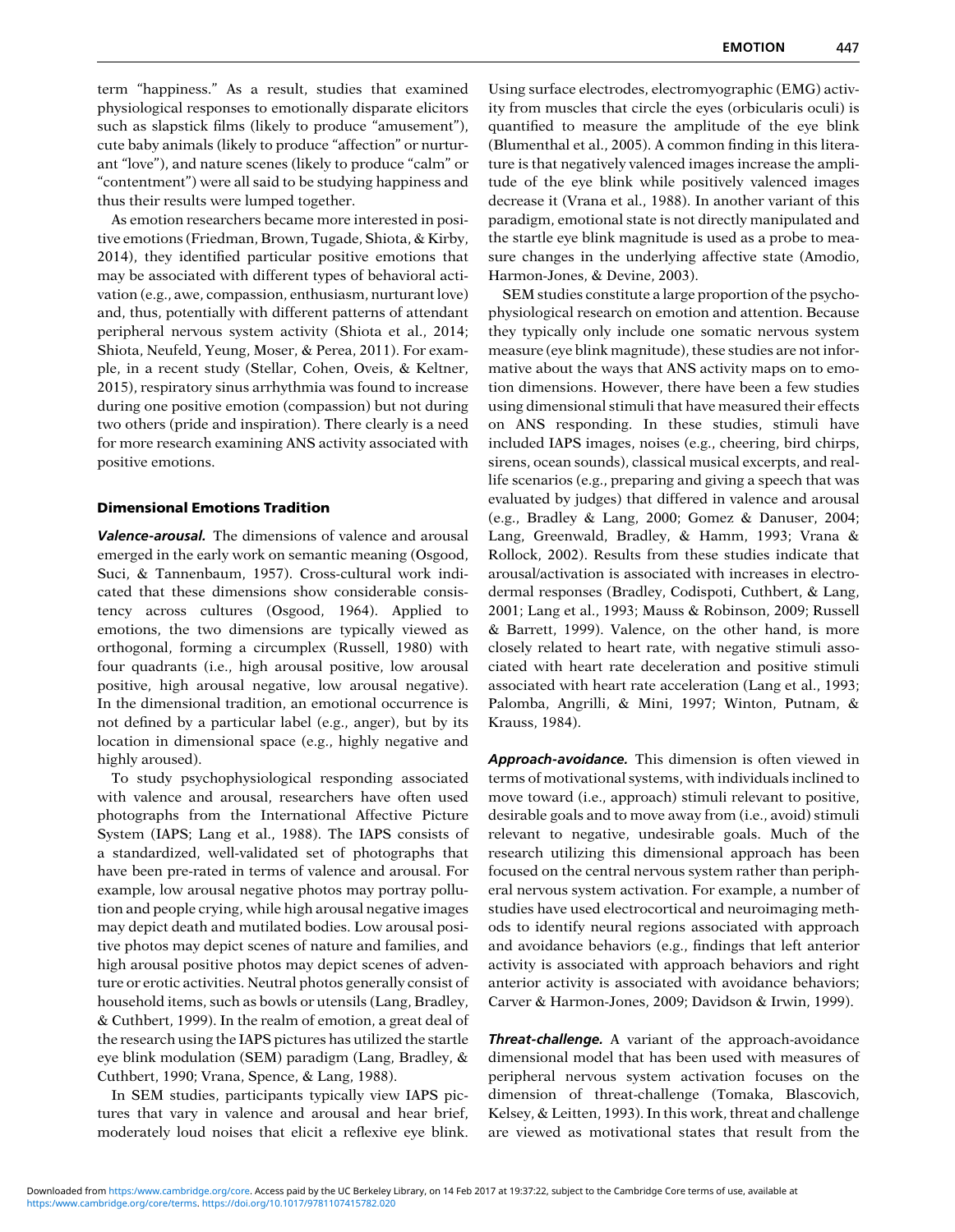term "happiness." As a result, studies that examined physiological responses to emotionally disparate elicitors such as slapstick films (likely to produce "amusement"), cute baby animals (likely to produce "affection" or nurturant "love"), and nature scenes (likely to produce "calm" or "contentment") were all said to be studying happiness and thus their results were lumped together.

As emotion researchers became more interested in positive emotions (Friedman, Brown, Tugade, Shiota, & Kirby, 2014), they identified particular positive emotions that may be associated with different types of behavioral activation (e.g., awe, compassion, enthusiasm, nurturant love) and, thus, potentially with different patterns of attendant peripheral nervous system activity (Shiota et al., 2014; Shiota, Neufeld, Yeung, Moser, & Perea, 2011). For example, in a recent study (Stellar, Cohen, Oveis, & Keltner, 2015), respiratory sinus arrhythmia was found to increase during one positive emotion (compassion) but not during two others (pride and inspiration). There clearly is a need for more research examining ANS activity associated with positive emotions.

### Dimensional Emotions Tradition

***Valence-arousal.*** The dimensions of valence and arousal emerged in the early work on semantic meaning (Osgood, Suci, & Tannenbaum, 1957). Cross-cultural work indicated that these dimensions show considerable consistency across cultures (Osgood, 1964). Applied to emotions, the two dimensions are typically viewed as orthogonal, forming a circumplex (Russell, 1980) with four quadrants (i.e., high arousal positive, low arousal positive, high arousal negative, low arousal negative). In the dimensional tradition, an emotional occurrence is not defined by a particular label (e.g., anger), but by its location in dimensional space (e.g., highly negative and highly aroused).

To study psychophysiological responding associated with valence and arousal, researchers have often used photographs from the International Affective Picture System (IAPS; Lang et al., 1988). The IAPS consists of a standardized, well-validated set of photographs that have been pre-rated in terms of valence and arousal. For example, low arousal negative photos may portray pollution and people crying, while high arousal negative images may depict death and mutilated bodies. Low arousal positive photos may depict scenes of nature and families, and high arousal positive photos may depict scenes of adventure or erotic activities. Neutral photos generally consist of household items, such as bowls or utensils (Lang, Bradley, & Cuthbert, 1999). In the realm of emotion, a great deal of the research using the IAPS pictures has utilized the startle eye blink modulation (SEM) paradigm (Lang, Bradley, & Cuthbert, 1990; Vrana, Spence, & Lang, 1988).

In SEM studies, participants typically view IAPS pictures that vary in valence and arousal and hear brief, moderately loud noises that elicit a reflexive eye blink. Using surface electrodes, electromyographic (EMG) activity from muscles that circle the eyes (orbicularis oculi) is quantified to measure the amplitude of the eye blink (Blumenthal et al., 2005). A common finding in this literature is that negatively valenced images increase the amplitude of the eye blink while positively valenced images decrease it (Vrana et al., 1988). In another variant of this paradigm, emotional state is not directly manipulated and the startle eye blink magnitude is used as a probe to measure changes in the underlying affective state (Amodio, Harmon-Jones, & Devine, 2003).

SEM studies constitute a large proportion of the psychophysiological research on emotion and attention. Because they typically only include one somatic nervous system measure (eye blink magnitude), these studies are not informative about the ways that ANS activity maps on to emotion dimensions. However, there have been a few studies using dimensional stimuli that have measured their effects on ANS responding. In these studies, stimuli have included IAPS images, noises (e.g., cheering, bird chirps, sirens, ocean sounds), classical musical excerpts, and real-life scenarios (e.g., preparing and giving a speech that was evaluated by judges) that differed in valence and arousal (e.g., Bradley & Lang, 2000; Gomez & Danuser, 2004; Lang, Greenwald, Bradley, & Hamm, 1993; Vrana & Rollock, 2002). Results from these studies indicate that arousal/activation is associated with increases in electrodermal responses (Bradley, Codispoti, Cuthbert, & Lang, 2001; Lang et al., 1993; Mauss & Robinson, 2009; Russell & Barrett, 1999). Valence, on the other hand, is more closely related to heart rate, with negative stimuli associated with heart rate deceleration and positive stimuli associated with heart rate acceleration (Lang et al., 1993; Palomba, Angrilli, & Mini, 1997; Winton, Putnam, & Krauss, 1984).

***Approach-avoidance.*** This dimension is often viewed in terms of motivational systems, with individuals inclined to move toward (i.e., approach) stimuli relevant to positive, desirable goals and to move away from (i.e., avoid) stimuli relevant to negative, undesirable goals. Much of the research utilizing this dimensional approach has been focused on the central nervous system rather than peripheral nervous system activation. For example, a number of studies have used electrocortical and neuroimaging methods to identify neural regions associated with approach and avoidance behaviors (e.g., findings that left anterior activity is associated with approach behaviors and right anterior activity is associated with avoidance behaviors; Carver & Harmon-Jones, 2009; Davidson & Irwin, 1999).

***Threat-challenge.*** A variant of the approach-avoidance dimensional model that has been used with measures of peripheral nervous system activation focuses on the dimension of threat-challenge (Tomaka, Blascovich, Kelsey, & Leitten, 1993). In this work, threat and challenge are viewed as motivational states that result from the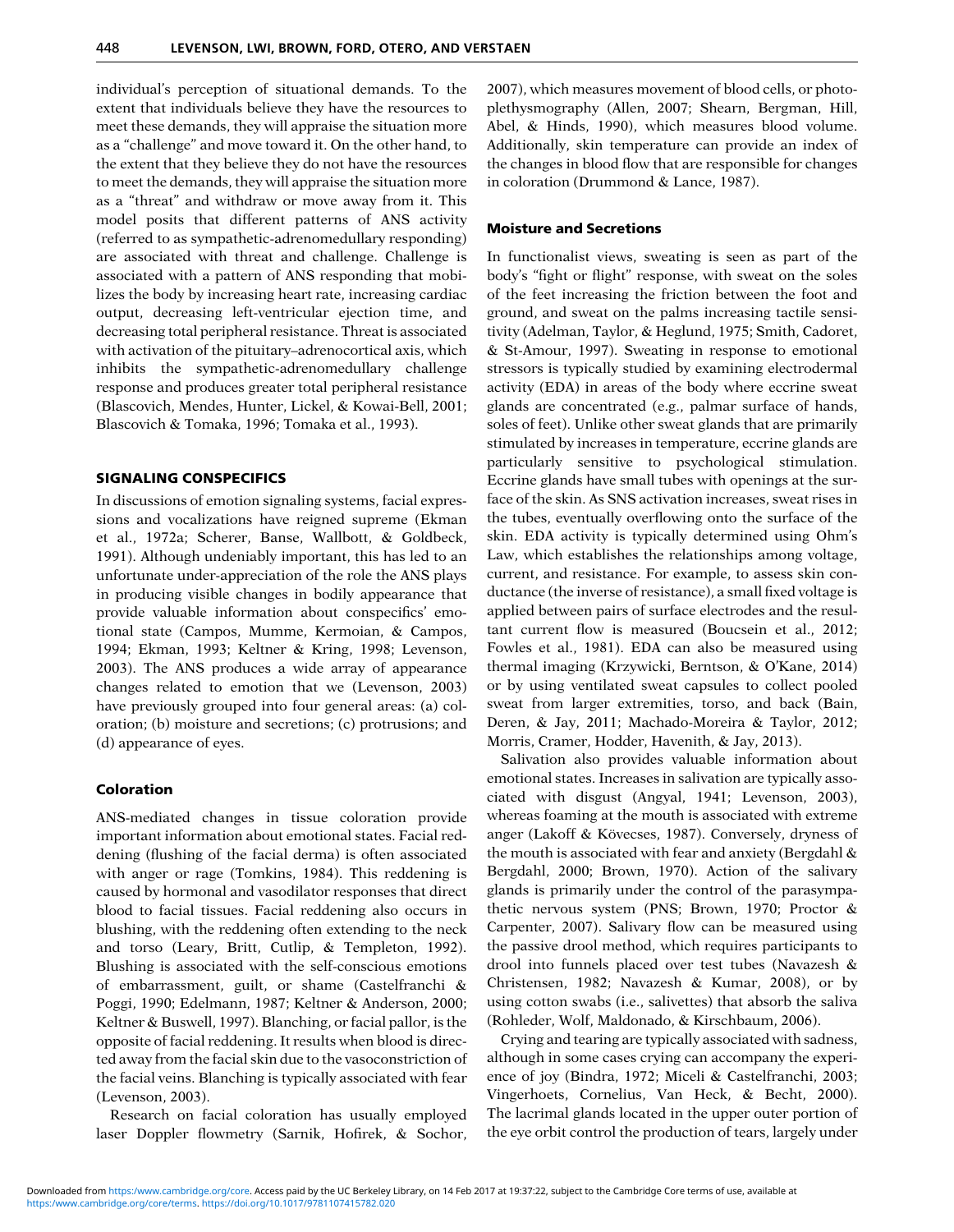individual's perception of situational demands. To the extent that individuals believe they have the resources to meet these demands, they will appraise the situation more as a "challenge" and move toward it. On the other hand, to the extent that they believe they do not have the resources to meet the demands, they will appraise the situation more as a "threat" and withdraw or move away from it. This model posits that different patterns of ANS activity (referred to as sympathetic-adrenomedullary responding) are associated with threat and challenge. Challenge is associated with a pattern of ANS responding that mobilizes the body by increasing heart rate, increasing cardiac output, decreasing left-ventricular ejection time, and decreasing total peripheral resistance. Threat is associated with activation of the pituitary–adrenocortical axis, which inhibits the sympathetic-adrenomedullary challenge response and produces greater total peripheral resistance (Blascovich, Mendes, Hunter, Lickel, & Kowai-Bell, 2001; Blascovich & Tomaka, 1996; Tomaka et al., 1993).

## SIGNALING CONSPECIFICS

In discussions of emotion signaling systems, facial expressions and vocalizations have reigned supreme (Ekman et al., 1972a; Scherer, Banse, Wallbott, & Goldbeck, 1991). Although undeniably important, this has led to an unfortunate under-appreciation of the role the ANS plays in producing visible changes in bodily appearance that provide valuable information about conspecifics' emotional state (Campos, Mumme, Kermoian, & Campos, 1994; Ekman, 1993; Keltner & Kring, 1998; Levenson, 2003). The ANS produces a wide array of appearance changes related to emotion that we (Levenson, 2003) have previously grouped into four general areas: (a) coloration; (b) moisture and secretions; (c) protrusions; and (d) appearance of eyes.

### Coloration

ANS-mediated changes in tissue coloration provide important information about emotional states. Facial reddening (flushing of the facial derma) is often associated with anger or rage (Tomkins, 1984). This reddening is caused by hormonal and vasodilator responses that direct blood to facial tissues. Facial reddening also occurs in blushing, with the reddening often extending to the neck and torso (Leary, Britt, Cutlip, & Templeton, 1992). Blushing is associated with the self-conscious emotions of embarrassment, guilt, or shame (Castelfranchi & Poggi, 1990; Edelmann, 1987; Keltner & Anderson, 2000; Keltner & Buswell, 1997). Blanching, or facial pallor, is the opposite of facial reddening. It results when blood is directed away from the facial skin due to the vasoconstriction of the facial veins. Blanching is typically associated with fear (Levenson, 2003).

Research on facial coloration has usually employed laser Doppler flowmetry (Sarnik, Hofirek, & Sochor, 2007), which measures movement of blood cells, or photoplethysmography (Allen, 2007; Shearn, Bergman, Hill, Abel, & Hinds, 1990), which measures blood volume. Additionally, skin temperature can provide an index of the changes in blood flow that are responsible for changes in coloration (Drummond & Lance, 1987).

### Moisture and Secretions

In functionalist views, sweating is seen as part of the body's "fight or flight" response, with sweat on the soles of the feet increasing the friction between the foot and ground, and sweat on the palms increasing tactile sensitivity (Adelman, Taylor, & Heglund, 1975; Smith, Cadoret, & St-Amour, 1997). Sweating in response to emotional stressors is typically studied by examining electrodermal activity (EDA) in areas of the body where eccrine sweat glands are concentrated (e.g., palmar surface of hands, soles of feet). Unlike other sweat glands that are primarily stimulated by increases in temperature, eccrine glands are particularly sensitive to psychological stimulation. Eccrine glands have small tubes with openings at the surface of the skin. As SNS activation increases, sweat rises in the tubes, eventually overflowing onto the surface of the skin. EDA activity is typically determined using Ohm's Law, which establishes the relationships among voltage, current, and resistance. For example, to assess skin conductance (the inverse of resistance), a small fixed voltage is applied between pairs of surface electrodes and the resultant current flow is measured (Boucsein et al., 2012; Fowles et al., 1981). EDA can also be measured using thermal imaging (Krzywicki, Berntson, & O'Kane, 2014) or by using ventilated sweat capsules to collect pooled sweat from larger extremities, torso, and back (Bain, Deren, & Jay, 2011; Machado-Moreira & Taylor, 2012; Morris, Cramer, Hodder, Havenith, & Jay, 2013).

Salivation also provides valuable information about emotional states. Increases in salivation are typically associated with disgust (Angyal, 1941; Levenson, 2003), whereas foaming at the mouth is associated with extreme anger (Lakoff & Kövecses, 1987). Conversely, dryness of the mouth is associated with fear and anxiety (Bergdahl & Bergdahl, 2000; Brown, 1970). Action of the salivary glands is primarily under the control of the parasympathetic nervous system (PNS; Brown, 1970; Proctor & Carpenter, 2007). Salivary flow can be measured using the passive drool method, which requires participants to drool into funnels placed over test tubes (Navazesh & Christensen, 1982; Navazesh & Kumar, 2008), or by using cotton swabs (i.e., salivettes) that absorb the saliva (Rohleder, Wolf, Maldonado, & Kirschbaum, 2006).

Crying and tearing are typically associated with sadness, although in some cases crying can accompany the experience of joy (Bindra, 1972; Miceli & Castelfranchi, 2003; Vingerhoets, Cornelius, Van Heck, & Becht, 2000). The lacrimal glands located in the upper outer portion of the eye orbit control the production of tears, largely under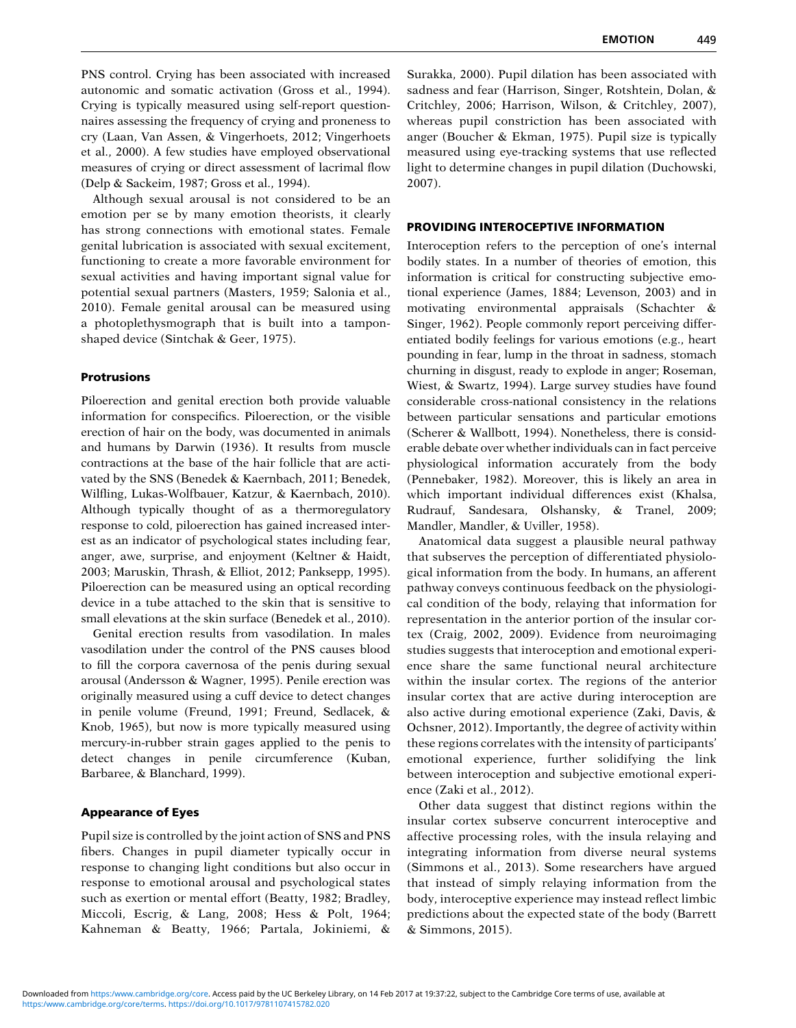PNS control. Crying has been associated with increased autonomic and somatic activation (Gross et al., 1994). Crying is typically measured using self-report questionnaires assessing the frequency of crying and proneness to cry (Laan, Van Assen, & Vingerhoets, 2012; Vingerhoets et al., 2000). A few studies have employed observational measures of crying or direct assessment of lacrimal flow (Delp & Sackeim, 1987; Gross et al., 1994).

Although sexual arousal is not considered to be an emotion per se by many emotion theorists, it clearly has strong connections with emotional states. Female genital lubrication is associated with sexual excitement, functioning to create a more favorable environment for sexual activities and having important signal value for potential sexual partners (Masters, 1959; Salonia et al., 2010). Female genital arousal can be measured using a photoplethysmograph that is built into a tampon-shaped device (Sintchak & Geer, 1975).

### Protrusions

Piloerection and genital erection both provide valuable information for conspecifics. Piloerection, or the visible erection of hair on the body, was documented in animals and humans by Darwin (1936). It results from muscle contractions at the base of the hair follicle that are activated by the SNS (Benedek & Kaernbach, 2011; Benedek, Wilfling, Lukas-Wolfbauer, Katzur, & Kaernbach, 2010). Although typically thought of as a thermoregulatory response to cold, piloerection has gained increased interest as an indicator of psychological states including fear, anger, awe, surprise, and enjoyment (Keltner & Haidt, 2003; Maruskin, Thrash, & Elliot, 2012; Panksepp, 1995). Piloerection can be measured using an optical recording device in a tube attached to the skin that is sensitive to small elevations at the skin surface (Benedek et al., 2010).

Genital erection results from vasodilation. In males vasodilation under the control of the PNS causes blood to fill the corpora cavernosa of the penis during sexual arousal (Andersson & Wagner, 1995). Penile erection was originally measured using a cuff device to detect changes in penile volume (Freund, 1991; Freund, Sedlacek, & Knob, 1965), but now is more typically measured using mercury-in-rubber strain gages applied to the penis to detect changes in penile circumference (Kuban, Barbaree, & Blanchard, 1999).

### Appearance of Eyes

Pupil size is controlled by the joint action of SNS and PNS fibers. Changes in pupil diameter typically occur in response to changing light conditions but also occur in response to emotional arousal and psychological states such as exertion or mental effort (Beatty, 1982; Bradley, Miccoli, Escrig, & Lang, 2008; Hess & Polt, 1964; Kahneman & Beatty, 1966; Partala, Jokiniemi, & Surakka, 2000). Pupil dilation has been associated with sadness and fear (Harrison, Singer, Rotshtein, Dolan, & Critchley, 2006; Harrison, Wilson, & Critchley, 2007), whereas pupil constriction has been associated with anger (Boucher & Ekman, 1975). Pupil size is typically measured using eye-tracking systems that use reflected light to determine changes in pupil dilation (Duchowski, 2007).

## PROVIDING INTEROCEPTIVE INFORMATION

Interoception refers to the perception of one's internal bodily states. In a number of theories of emotion, this information is critical for constructing subjective emotional experience (James, 1884; Levenson, 2003) and in motivating environmental appraisals (Schachter & Singer, 1962). People commonly report perceiving differentiated bodily feelings for various emotions (e.g., heart pounding in fear, lump in the throat in sadness, stomach churning in disgust, ready to explode in anger; Roseman, Wiest, & Swartz, 1994). Large survey studies have found considerable cross-national consistency in the relations between particular sensations and particular emotions (Scherer & Wallbott, 1994). Nonetheless, there is considerable debate over whether individuals can in fact perceive physiological information accurately from the body (Pennebaker, 1982). Moreover, this is likely an area in which important individual differences exist (Khalsa, Rudrauf, Sandesara, Olshansky, & Tranel, 2009; Mandler, Mandler, & Uviller, 1958).

Anatomical data suggest a plausible neural pathway that subserves the perception of differentiated physiological information from the body. In humans, an afferent pathway conveys continuous feedback on the physiological condition of the body, relaying that information for representation in the anterior portion of the insular cortex (Craig, 2002, 2009). Evidence from neuroimaging studies suggests that interoception and emotional experience share the same functional neural architecture within the insular cortex. The regions of the anterior insular cortex that are active during interoception are also active during emotional experience (Zaki, Davis, & Ochsner, 2012). Importantly, the degree of activity within these regions correlates with the intensity of participants' emotional experience, further solidifying the link between interoception and subjective emotional experience (Zaki et al., 2012).

Other data suggest that distinct regions within the insular cortex subserve concurrent interoceptive and affective processing roles, with the insula relaying and integrating information from diverse neural systems (Simmons et al., 2013). Some researchers have argued that instead of simply relaying information from the body, interoceptive experience may instead reflect limbic predictions about the expected state of the body (Barrett & Simmons, 2015).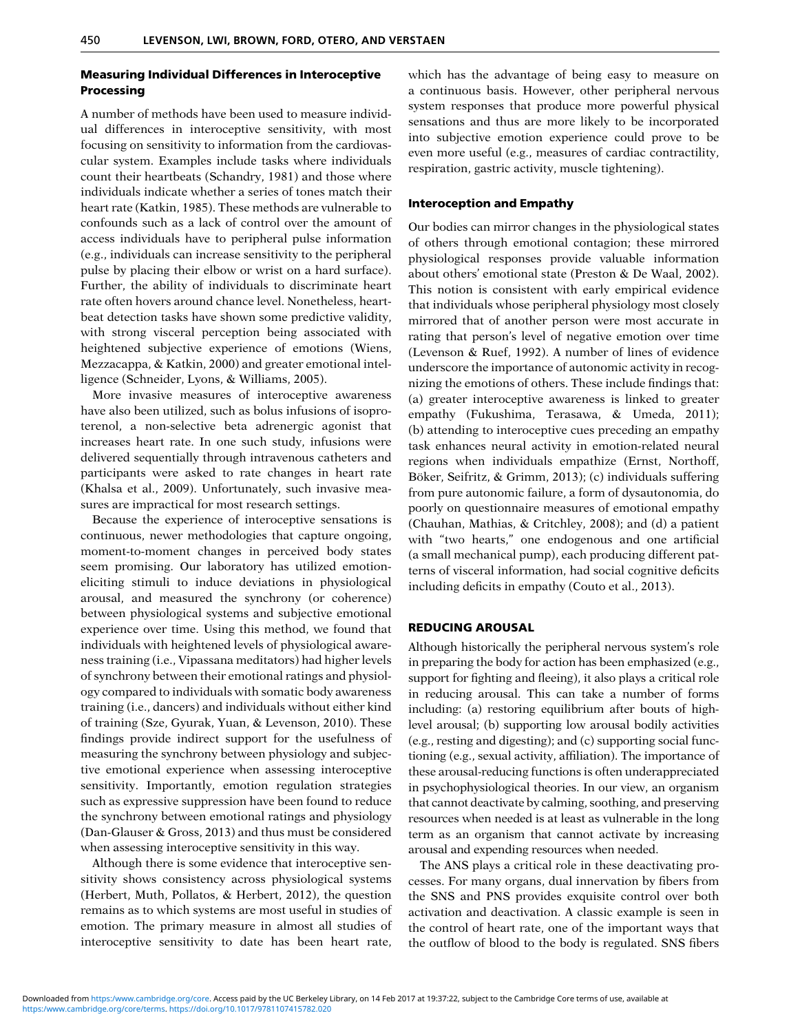### Measuring Individual Differences in Interoceptive Processing

A number of methods have been used to measure individual differences in interoceptive sensitivity, with most focusing on sensitivity to information from the cardiovascular system. Examples include tasks where individuals count their heartbeats (Schandry, 1981) and those where individuals indicate whether a series of tones match their heart rate (Katkin, 1985). These methods are vulnerable to confounds such as a lack of control over the amount of access individuals have to peripheral pulse information (e.g., individuals can increase sensitivity to the peripheral pulse by placing their elbow or wrist on a hard surface). Further, the ability of individuals to discriminate heart rate often hovers around chance level. Nonetheless, heartbeat detection tasks have shown some predictive validity, with strong visceral perception being associated with heightened subjective experience of emotions (Wiens, Mezzacappa, & Katkin, 2000) and greater emotional intelligence (Schneider, Lyons, & Williams, 2005).

More invasive measures of interoceptive awareness have also been utilized, such as bolus infusions of isoproterenol, a non-selective beta adrenergic agonist that increases heart rate. In one such study, infusions were delivered sequentially through intravenous catheters and participants were asked to rate changes in heart rate (Khalsa et al., 2009). Unfortunately, such invasive measures are impractical for most research settings.

Because the experience of interoceptive sensations is continuous, newer methodologies that capture ongoing, moment-to-moment changes in perceived body states seem promising. Our laboratory has utilized emotion-eliciting stimuli to induce deviations in physiological arousal, and measured the synchrony (or coherence) between physiological systems and subjective emotional experience over time. Using this method, we found that individuals with heightened levels of physiological awareness training (i.e., Vipassana meditators) had higher levels of synchrony between their emotional ratings and physiology compared to individuals with somatic body awareness training (i.e., dancers) and individuals without either kind of training (Sze, Gyurak, Yuan, & Levenson, 2010). These findings provide indirect support for the usefulness of measuring the synchrony between physiology and subjective emotional experience when assessing interoceptive sensitivity. Importantly, emotion regulation strategies such as expressive suppression have been found to reduce the synchrony between emotional ratings and physiology (Dan-Glauser & Gross, 2013) and thus must be considered when assessing interoceptive sensitivity in this way.

Although there is some evidence that interoceptive sensitivity shows consistency across physiological systems (Herbert, Muth, Pollatos, & Herbert, 2012), the question remains as to which systems are most useful in studies of emotion. The primary measure in almost all studies of interoceptive sensitivity to date has been heart rate, which has the advantage of being easy to measure on a continuous basis. However, other peripheral nervous system responses that produce more powerful physical sensations and thus are more likely to be incorporated into subjective emotion experience could prove to be even more useful (e.g., measures of cardiac contractility, respiration, gastric activity, muscle tightening).

### Interoception and Empathy

Our bodies can mirror changes in the physiological states of others through emotional contagion; these mirrored physiological responses provide valuable information about others' emotional state (Preston & De Waal, 2002). This notion is consistent with early empirical evidence that individuals whose peripheral physiology most closely mirrored that of another person were most accurate in rating that person's level of negative emotion over time (Levenson & Ruef, 1992). A number of lines of evidence underscore the importance of autonomic activity in recognizing the emotions of others. These include findings that: (a) greater interoceptive awareness is linked to greater empathy (Fukushima, Terasawa, & Umeda, 2011); (b) attending to interoceptive cues preceding an empathy task enhances neural activity in emotion-related neural regions when individuals empathize (Ernst, Northoff, Böker, Seifritz, & Grimm, 2013); (c) individuals suffering from pure autonomic failure, a form of dysautonomia, do poorly on questionnaire measures of emotional empathy (Chauhan, Mathias, & Critchley, 2008); and (d) a patient with "two hearts," one endogenous and one artificial (a small mechanical pump), each producing different patterns of visceral information, had social cognitive deficits including deficits in empathy (Couto et al., 2013).

## REDUCING AROUSAL

Although historically the peripheral nervous system's role in preparing the body for action has been emphasized (e.g., support for fighting and fleeing), it also plays a critical role in reducing arousal. This can take a number of forms including: (a) restoring equilibrium after bouts of high-level arousal; (b) supporting low arousal bodily activities (e.g., resting and digesting); and (c) supporting social functioning (e.g., sexual activity, affiliation). The importance of these arousal-reducing functions is often underappreciated in psychophysiological theories. In our view, an organism that cannot deactivate by calming, soothing, and preserving resources when needed is at least as vulnerable in the long term as an organism that cannot activate by increasing arousal and expending resources when needed.

The ANS plays a critical role in these deactivating processes. For many organs, dual innervation by fibers from the SNS and PNS provides exquisite control over both activation and deactivation. A classic example is seen in the control of heart rate, one of the important ways that the outflow of blood to the body is regulated. SNS fibers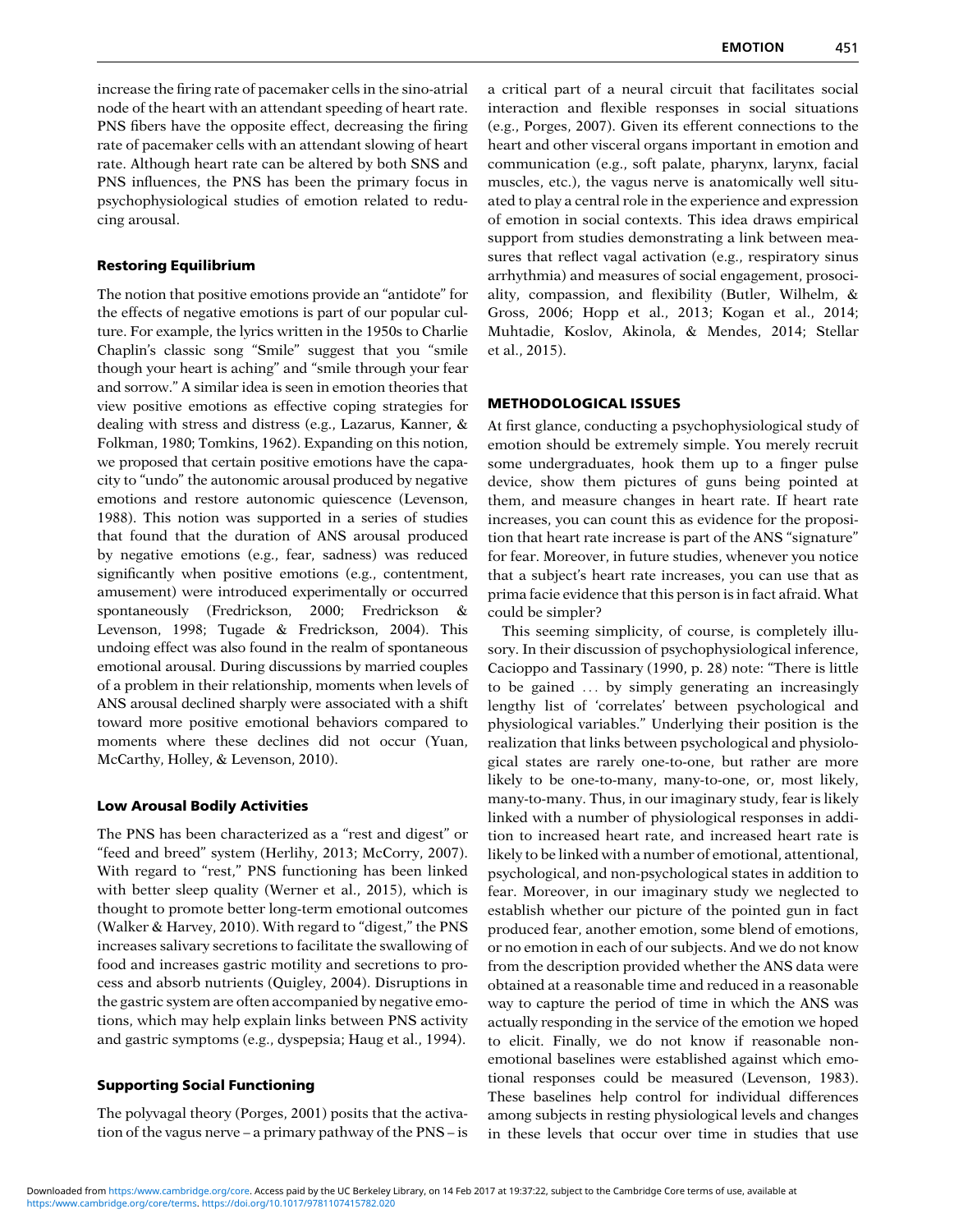increase the firing rate of pacemaker cells in the sino-atrial node of the heart with an attendant speeding of heart rate. PNS fibers have the opposite effect, decreasing the firing rate of pacemaker cells with an attendant slowing of heart rate. Although heart rate can be altered by both SNS and PNS influences, the PNS has been the primary focus in psychophysiological studies of emotion related to reducing arousal.

### Restoring Equilibrium

The notion that positive emotions provide an "antidote" for the effects of negative emotions is part of our popular culture. For example, the lyrics written in the 1950s to Charlie Chaplin's classic song "Smile" suggest that you "smile though your heart is aching" and "smile through your fear and sorrow." A similar idea is seen in emotion theories that view positive emotions as effective coping strategies for dealing with stress and distress (e.g., Lazarus, Kanner, & Folkman, 1980; Tomkins, 1962). Expanding on this notion, we proposed that certain positive emotions have the capacity to "undo" the autonomic arousal produced by negative emotions and restore autonomic quiescence (Levenson, 1988). This notion was supported in a series of studies that found that the duration of ANS arousal produced by negative emotions (e.g., fear, sadness) was reduced significantly when positive emotions (e.g., contentment, amusement) were introduced experimentally or occurred spontaneously (Fredrickson, 2000; Fredrickson & Levenson, 1998; Tugade & Fredrickson, 2004). This undoing effect was also found in the realm of spontaneous emotional arousal. During discussions by married couples of a problem in their relationship, moments when levels of ANS arousal declined sharply were associated with a shift toward more positive emotional behaviors compared to moments where these declines did not occur (Yuan, McCarthy, Holley, & Levenson, 2010).

### Low Arousal Bodily Activities

The PNS has been characterized as a "rest and digest" or "feed and breed" system (Herlihy, 2013; McCorry, 2007). With regard to "rest," PNS functioning has been linked with better sleep quality (Werner et al., 2015), which is thought to promote better long-term emotional outcomes (Walker & Harvey, 2010). With regard to "digest," the PNS increases salivary secretions to facilitate the swallowing of food and increases gastric motility and secretions to process and absorb nutrients (Quigley, 2004). Disruptions in the gastric system are often accompanied by negative emotions, which may help explain links between PNS activity and gastric symptoms (e.g., dyspepsia; Haug et al., 1994).

### Supporting Social Functioning

The polyvagal theory (Porges, 2001) posits that the activation of the vagus nerve – a primary pathway of the PNS – is a critical part of a neural circuit that facilitates social interaction and flexible responses in social situations (e.g., Porges, 2007). Given its efferent connections to the heart and other visceral organs important in emotion and communication (e.g., soft palate, pharynx, larynx, facial muscles, etc.), the vagus nerve is anatomically well situated to play a central role in the experience and expression of emotion in social contexts. This idea draws empirical support from studies demonstrating a link between measures that reflect vagal activation (e.g., respiratory sinus arrhythmia) and measures of social engagement, prosociality, compassion, and flexibility (Butler, Wilhelm, & Gross, 2006; Hopp et al., 2013; Kogan et al., 2014; Muhtadie, Koslov, Akinola, & Mendes, 2014; Stellar et al., 2015).

## METHODOLOGICAL ISSUES

At first glance, conducting a psychophysiological study of emotion should be extremely simple. You merely recruit some undergraduates, hook them up to a finger pulse device, show them pictures of guns being pointed at them, and measure changes in heart rate. If heart rate increases, you can count this as evidence for the proposition that heart rate increase is part of the ANS "signature" for fear. Moreover, in future studies, whenever you notice that a subject's heart rate increases, you can use that as prima facie evidence that this person is in fact afraid. What could be simpler?

This seeming simplicity, of course, is completely illusory. In their discussion of psychophysiological inference, Cacioppo and Tassinary (1990, p. 28) note: "There is little to be gained ... by simply generating an increasingly lengthy list of 'correlates' between psychological and physiological variables." Underlying their position is the realization that links between psychological and physiological states are rarely one-to-one, but rather are more likely to be one-to-many, many-to-one, or, most likely, many-to-many. Thus, in our imaginary study, fear is likely linked with a number of physiological responses in addition to increased heart rate, and increased heart rate is likely to be linked with a number of emotional, attentional, psychological, and non-psychological states in addition to fear. Moreover, in our imaginary study we neglected to establish whether our picture of the pointed gun in fact produced fear, another emotion, some blend of emotions, or no emotion in each of our subjects. And we do not know from the description provided whether the ANS data were obtained at a reasonable time and reduced in a reasonable way to capture the period of time in which the ANS was actually responding in the service of the emotion we hoped to elicit. Finally, we do not know if reasonable non-emotional baselines were established against which emotional responses could be measured (Levenson, 1983). These baselines help control for individual differences among subjects in resting physiological levels and changes in these levels that occur over time in studies that use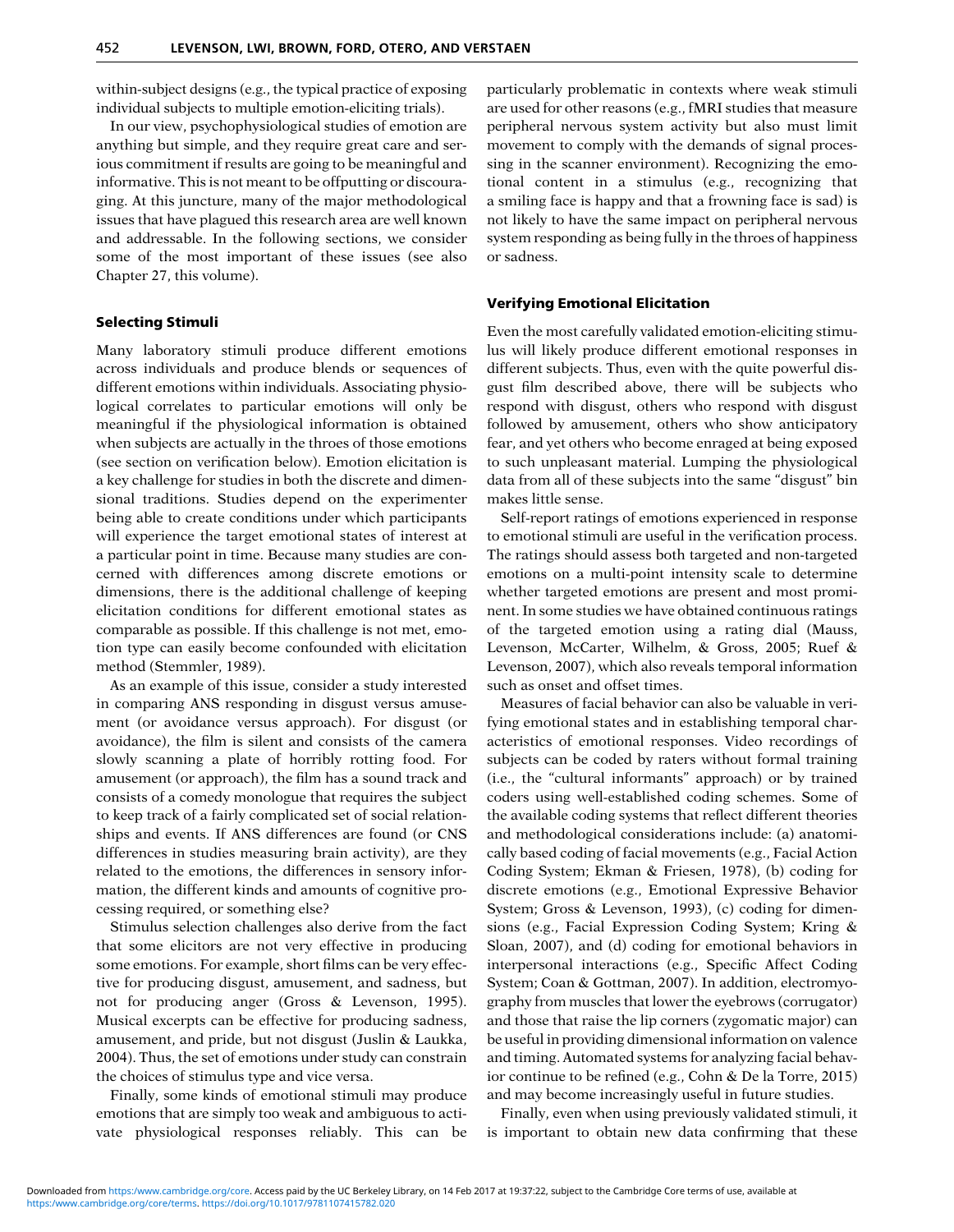within-subject designs (e.g., the typical practice of exposing individual subjects to multiple emotion-eliciting trials).

In our view, psychophysiological studies of emotion are anything but simple, and they require great care and serious commitment if results are going to be meaningful and informative. This is not meant to be offputting or discouraging. At this juncture, many of the major methodological issues that have plagued this research area are well known and addressable. In the following sections, we consider some of the most important of these issues (see also Chapter 27, this volume).

### Selecting Stimuli

Many laboratory stimuli produce different emotions across individuals and produce blends or sequences of different emotions within individuals. Associating physiological correlates to particular emotions will only be meaningful if the physiological information is obtained when subjects are actually in the throes of those emotions (see section on verification below). Emotion elicitation is a key challenge for studies in both the discrete and dimensional traditions. Studies depend on the experimenter being able to create conditions under which participants will experience the target emotional states of interest at a particular point in time. Because many studies are concerned with differences among discrete emotions or dimensions, there is the additional challenge of keeping elicitation conditions for different emotional states as comparable as possible. If this challenge is not met, emotion type can easily become confounded with elicitation method (Stemmler, 1989).

As an example of this issue, consider a study interested in comparing ANS responding in disgust versus amusement (or avoidance versus approach). For disgust (or avoidance), the film is silent and consists of the camera slowly scanning a plate of horribly rotting food. For amusement (or approach), the film has a sound track and consists of a comedy monologue that requires the subject to keep track of a fairly complicated set of social relationships and events. If ANS differences are found (or CNS differences in studies measuring brain activity), are they related to the emotions, the differences in sensory information, the different kinds and amounts of cognitive processing required, or something else?

Stimulus selection challenges also derive from the fact that some elicitors are not very effective in producing some emotions. For example, short films can be very effective for producing disgust, amusement, and sadness, but not for producing anger (Gross & Levenson, 1995). Musical excerpts can be effective for producing sadness, amusement, and pride, but not disgust (Juslin & Laukka, 2004). Thus, the set of emotions under study can constrain the choices of stimulus type and vice versa.

Finally, some kinds of emotional stimuli may produce emotions that are simply too weak and ambiguous to activate physiological responses reliably. This can be particularly problematic in contexts where weak stimuli are used for other reasons (e.g., fMRI studies that measure peripheral nervous system activity but also must limit movement to comply with the demands of signal processing in the scanner environment). Recognizing the emotional content in a stimulus (e.g., recognizing that a smiling face is happy and that a frowning face is sad) is not likely to have the same impact on peripheral nervous system responding as being fully in the throes of happiness or sadness.

### Verifying Emotional Elicitation

Even the most carefully validated emotion-eliciting stimulus will likely produce different emotional responses in different subjects. Thus, even with the quite powerful disgust film described above, there will be subjects who respond with disgust, others who respond with disgust followed by amusement, others who show anticipatory fear, and yet others who become enraged at being exposed to such unpleasant material. Lumping the physiological data from all of these subjects into the same "disgust" bin makes little sense.

Self-report ratings of emotions experienced in response to emotional stimuli are useful in the verification process. The ratings should assess both targeted and non-targeted emotions on a multi-point intensity scale to determine whether targeted emotions are present and most prominent. In some studies we have obtained continuous ratings of the targeted emotion using a rating dial (Mauss, Levenson, McCarter, Wilhelm, & Gross, 2005; Ruef & Levenson, 2007), which also reveals temporal information such as onset and offset times.

Measures of facial behavior can also be valuable in verifying emotional states and in establishing temporal characteristics of emotional responses. Video recordings of subjects can be coded by raters without formal training (i.e., the "cultural informants" approach) or by trained coders using well-established coding schemes. Some of the available coding systems that reflect different theories and methodological considerations include: (a) anatomically based coding of facial movements (e.g., Facial Action Coding System; Ekman & Friesen, 1978), (b) coding for discrete emotions (e.g., Emotional Expressive Behavior System; Gross & Levenson, 1993), (c) coding for dimensions (e.g., Facial Expression Coding System; Kring & Sloan, 2007), and (d) coding for emotional behaviors in interpersonal interactions (e.g., Specific Affect Coding System; Coan & Gottman, 2007). In addition, electromyography from muscles that lower the eyebrows (corrugator) and those that raise the lip corners (zygomatic major) can be useful in providing dimensional information on valence and timing. Automated systems for analyzing facial behavior continue to be refined (e.g., Cohn & De la Torre, 2015) and may become increasingly useful in future studies.

Finally, even when using previously validated stimuli, it is important to obtain new data confirming that these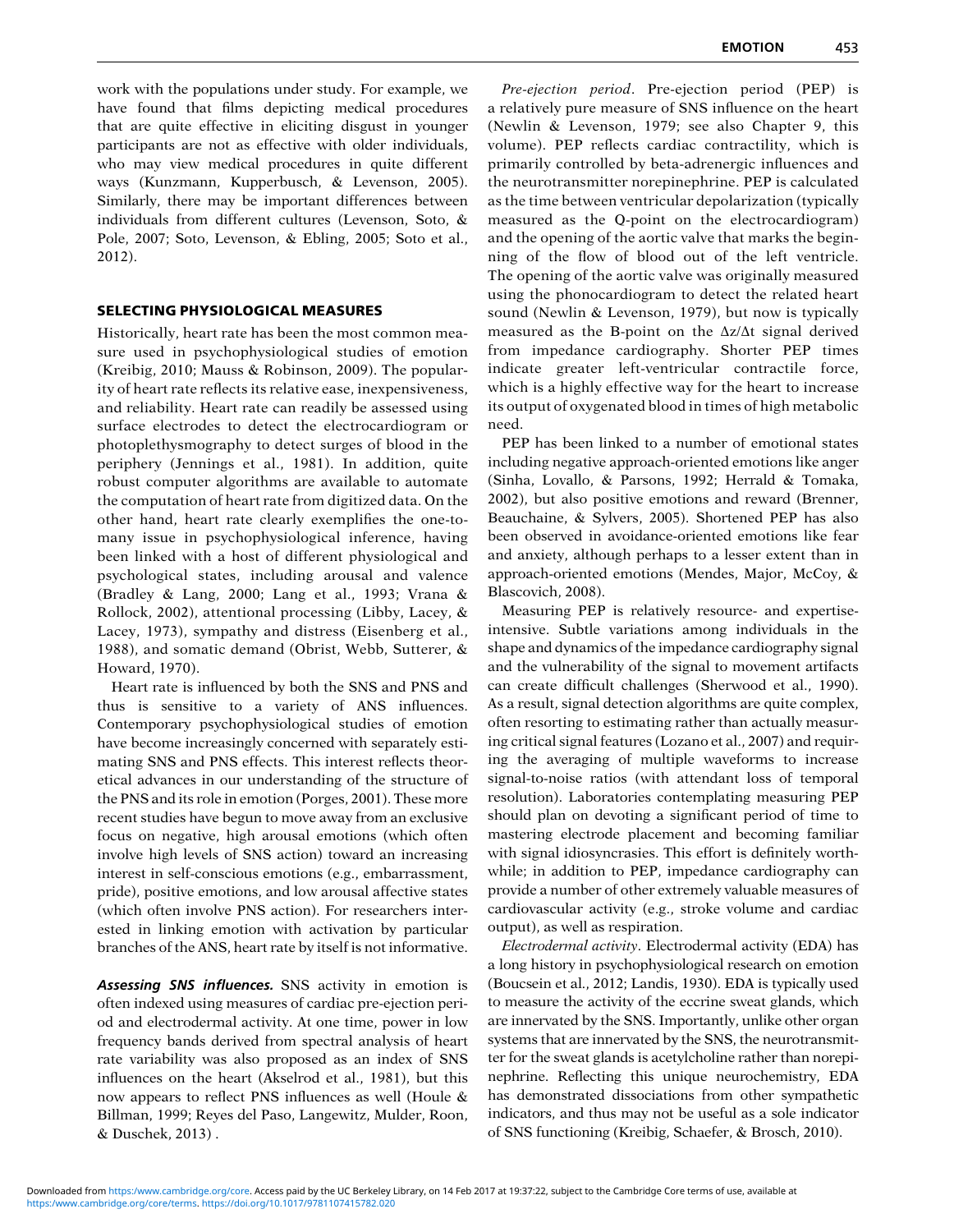work with the populations under study. For example, we have found that films depicting medical procedures that are quite effective in eliciting disgust in younger participants are not as effective with older individuals, who may view medical procedures in quite different ways (Kunzmann, Kupperbusch, & Levenson, 2005). Similarly, there may be important differences between individuals from different cultures (Levenson, Soto, & Pole, 2007; Soto, Levenson, & Ebling, 2005; Soto et al., 2012).

## SELECTING PHYSIOLOGICAL MEASURES

Historically, heart rate has been the most common measure used in psychophysiological studies of emotion (Kreibig, 2010; Mauss & Robinson, 2009). The popularity of heart rate reflects its relative ease, inexpensiveness, and reliability. Heart rate can readily be assessed using surface electrodes to detect the electrocardiogram or photoplethysmography to detect surges of blood in the periphery (Jennings et al., 1981). In addition, quite robust computer algorithms are available to automate the computation of heart rate from digitized data. On the other hand, heart rate clearly exemplifies the one-to-many issue in psychophysiological inference, having been linked with a host of different physiological and psychological states, including arousal and valence (Bradley & Lang, 2000; Lang et al., 1993; Vrana & Rollock, 2002), attentional processing (Libby, Lacey, & Lacey, 1973), sympathy and distress (Eisenberg et al., 1988), and somatic demand (Obrist, Webb, Sutterer, & Howard, 1970).

Heart rate is influenced by both the SNS and PNS and thus is sensitive to a variety of ANS influences. Contemporary psychophysiological studies of emotion have become increasingly concerned with separately estimating SNS and PNS effects. This interest reflects theoretical advances in our understanding of the structure of the PNS and its role in emotion (Porges, 2001). These more recent studies have begun to move away from an exclusive focus on negative, high arousal emotions (which often involve high levels of SNS action) toward an increasing interest in self-conscious emotions (e.g., embarrassment, pride), positive emotions, and low arousal affective states (which often involve PNS action). For researchers interested in linking emotion with activation by particular branches of the ANS, heart rate by itself is not informative.

***Assessing SNS influences.*** SNS activity in emotion is often indexed using measures of cardiac pre-ejection period and electrodermal activity. At one time, power in low frequency bands derived from spectral analysis of heart rate variability was also proposed as an index of SNS influences on the heart (Akselrod et al., 1981), but this now appears to reflect PNS influences as well (Houle & Billman, 1999; Reyes del Paso, Langewitz, Mulder, Roon, & Duschek, 2013) .

*Pre-ejection period*. Pre-ejection period (PEP) is a relatively pure measure of SNS influence on the heart (Newlin & Levenson, 1979; see also Chapter 9, this volume). PEP reflects cardiac contractility, which is primarily controlled by beta-adrenergic influences and the neurotransmitter norepinephrine. PEP is calculated as the time between ventricular depolarization (typically measured as the Q-point on the electrocardiogram) and the opening of the aortic valve that marks the beginning of the flow of blood out of the left ventricle. The opening of the aortic valve was originally measured using the phonocardiogram to detect the related heart sound (Newlin & Levenson, 1979), but now is typically measured as the B-point on the $\Delta z/\Delta t$ signal derived from impedance cardiography. Shorter PEP times indicate greater left-ventricular contractile force, which is a highly effective way for the heart to increase its output of oxygenated blood in times of high metabolic need.

PEP has been linked to a number of emotional states including negative approach-oriented emotions like anger (Sinha, Lovallo, & Parsons, 1992; Herrald & Tomaka, 2002), but also positive emotions and reward (Brenner, Beauchaine, & Sylvers, 2005). Shortened PEP has also been observed in avoidance-oriented emotions like fear and anxiety, although perhaps to a lesser extent than in approach-oriented emotions (Mendes, Major, McCoy, & Blascovich, 2008).

Measuring PEP is relatively resource- and expertise-intensive. Subtle variations among individuals in the shape and dynamics of the impedance cardiography signal and the vulnerability of the signal to movement artifacts can create difficult challenges (Sherwood et al., 1990). As a result, signal detection algorithms are quite complex, often resorting to estimating rather than actually measuring critical signal features (Lozano et al., 2007) and requiring the averaging of multiple waveforms to increase signal-to-noise ratios (with attendant loss of temporal resolution). Laboratories contemplating measuring PEP should plan on devoting a significant period of time to mastering electrode placement and becoming familiar with signal idiosyncrasies. This effort is definitely worthwhile; in addition to PEP, impedance cardiography can provide a number of other extremely valuable measures of cardiovascular activity (e.g., stroke volume and cardiac output), as well as respiration.

*Electrodermal activity*. Electrodermal activity (EDA) has a long history in psychophysiological research on emotion (Boucsein et al., 2012; Landis, 1930). EDA is typically used to measure the activity of the eccrine sweat glands, which are innervated by the SNS. Importantly, unlike other organ systems that are innervated by the SNS, the neurotransmitter for the sweat glands is acetylcholine rather than norepinephrine. Reflecting this unique neurochemistry, EDA has demonstrated dissociations from other sympathetic indicators, and thus may not be useful as a sole indicator of SNS functioning (Kreibig, Schaefer, & Brosch, 2010).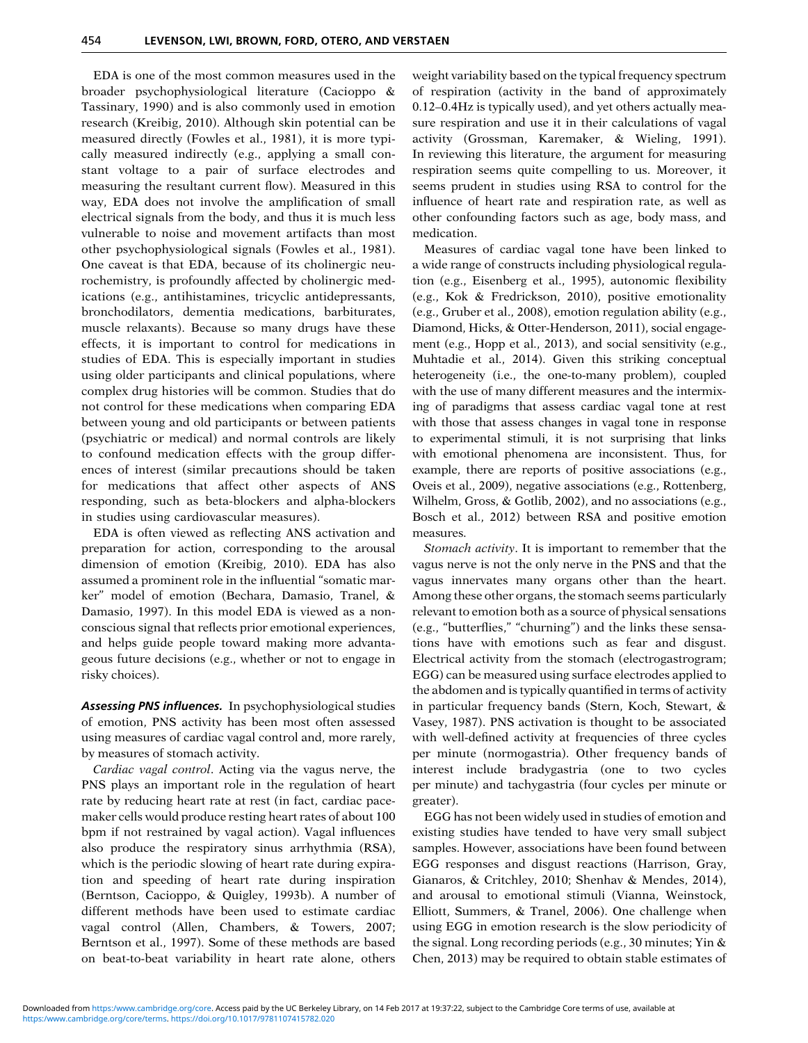EDA is one of the most common measures used in the broader psychophysiological literature (Cacioppo & Tassinary, 1990) and is also commonly used in emotion research (Kreibig, 2010). Although skin potential can be measured directly (Fowles et al., 1981), it is more typically measured indirectly (e.g., applying a small constant voltage to a pair of surface electrodes and measuring the resultant current flow). Measured in this way, EDA does not involve the amplification of small electrical signals from the body, and thus it is much less vulnerable to noise and movement artifacts than most other psychophysiological signals (Fowles et al., 1981). One caveat is that EDA, because of its cholinergic neurochemistry, is profoundly affected by cholinergic medications (e.g., antihistamines, tricyclic antidepressants, bronchodilators, dementia medications, barbiturates, muscle relaxants). Because so many drugs have these effects, it is important to control for medications in studies of EDA. This is especially important in studies using older participants and clinical populations, where complex drug histories will be common. Studies that do not control for these medications when comparing EDA between young and old participants or between patients (psychiatric or medical) and normal controls are likely to confound medication effects with the group differences of interest (similar precautions should be taken for medications that affect other aspects of ANS responding, such as beta-blockers and alpha-blockers in studies using cardiovascular measures).

EDA is often viewed as reflecting ANS activation and preparation for action, corresponding to the arousal dimension of emotion (Kreibig, 2010). EDA has also assumed a prominent role in the influential "somatic marker" model of emotion (Bechara, Damasio, Tranel, & Damasio, 1997). In this model EDA is viewed as a nonconscious signal that reflects prior emotional experiences, and helps guide people toward making more advantageous future decisions (e.g., whether or not to engage in risky choices).

***Assessing PNS influences.*** In psychophysiological studies of emotion, PNS activity has been most often assessed using measures of cardiac vagal control and, more rarely, by measures of stomach activity.

*Cardiac vagal control*. Acting via the vagus nerve, the PNS plays an important role in the regulation of heart rate by reducing heart rate at rest (in fact, cardiac pacemaker cells would produce resting heart rates of about 100 bpm if not restrained by vagal action). Vagal influences also produce the respiratory sinus arrhythmia (RSA), which is the periodic slowing of heart rate during expiration and speeding of heart rate during inspiration (Berntson, Cacioppo, & Quigley, 1993b). A number of different methods have been used to estimate cardiac vagal control (Allen, Chambers, & Towers, 2007; Berntson et al., 1997). Some of these methods are based on beat-to-beat variability in heart rate alone, others weight variability based on the typical frequency spectrum of respiration (activity in the band of approximately 0.12–0.4Hz is typically used), and yet others actually measure respiration and use it in their calculations of vagal activity (Grossman, Karemaker, & Wieling, 1991). In reviewing this literature, the argument for measuring respiration seems quite compelling to us. Moreover, it seems prudent in studies using RSA to control for the influence of heart rate and respiration rate, as well as other confounding factors such as age, body mass, and medication.

Measures of cardiac vagal tone have been linked to a wide range of constructs including physiological regulation (e.g., Eisenberg et al., 1995), autonomic flexibility (e.g., Kok & Fredrickson, 2010), positive emotionality (e.g., Gruber et al., 2008), emotion regulation ability (e.g., Diamond, Hicks, & Otter-Henderson, 2011), social engagement (e.g., Hopp et al., 2013), and social sensitivity (e.g., Muhtadie et al., 2014). Given this striking conceptual heterogeneity (i.e., the one-to-many problem), coupled with the use of many different measures and the intermixing of paradigms that assess cardiac vagal tone at rest with those that assess changes in vagal tone in response to experimental stimuli, it is not surprising that links with emotional phenomena are inconsistent. Thus, for example, there are reports of positive associations (e.g., Oveis et al., 2009), negative associations (e.g., Rottenberg, Wilhelm, Gross, & Gotlib, 2002), and no associations (e.g., Bosch et al., 2012) between RSA and positive emotion measures.

*Stomach activity*. It is important to remember that the vagus nerve is not the only nerve in the PNS and that the vagus innervates many organs other than the heart. Among these other organs, the stomach seems particularly relevant to emotion both as a source of physical sensations (e.g., "butterflies," "churning") and the links these sensations have with emotions such as fear and disgust. Electrical activity from the stomach (electrogastrogram; EGG) can be measured using surface electrodes applied to the abdomen and is typically quantified in terms of activity in particular frequency bands (Stern, Koch, Stewart, & Vasey, 1987). PNS activation is thought to be associated with well-defined activity at frequencies of three cycles per minute (normogastria). Other frequency bands of interest include bradygastria (one to two cycles per minute) and tachygastria (four cycles per minute or greater).

EGG has not been widely used in studies of emotion and existing studies have tended to have very small subject samples. However, associations have been found between EGG responses and disgust reactions (Harrison, Gray, Gianaros, & Critchley, 2010; Shenhav & Mendes, 2014), and arousal to emotional stimuli (Vianna, Weinstock, Elliott, Summers, & Tranel, 2006). One challenge when using EGG in emotion research is the slow periodicity of the signal. Long recording periods (e.g., 30 minutes; Yin & Chen, 2013) may be required to obtain stable estimates of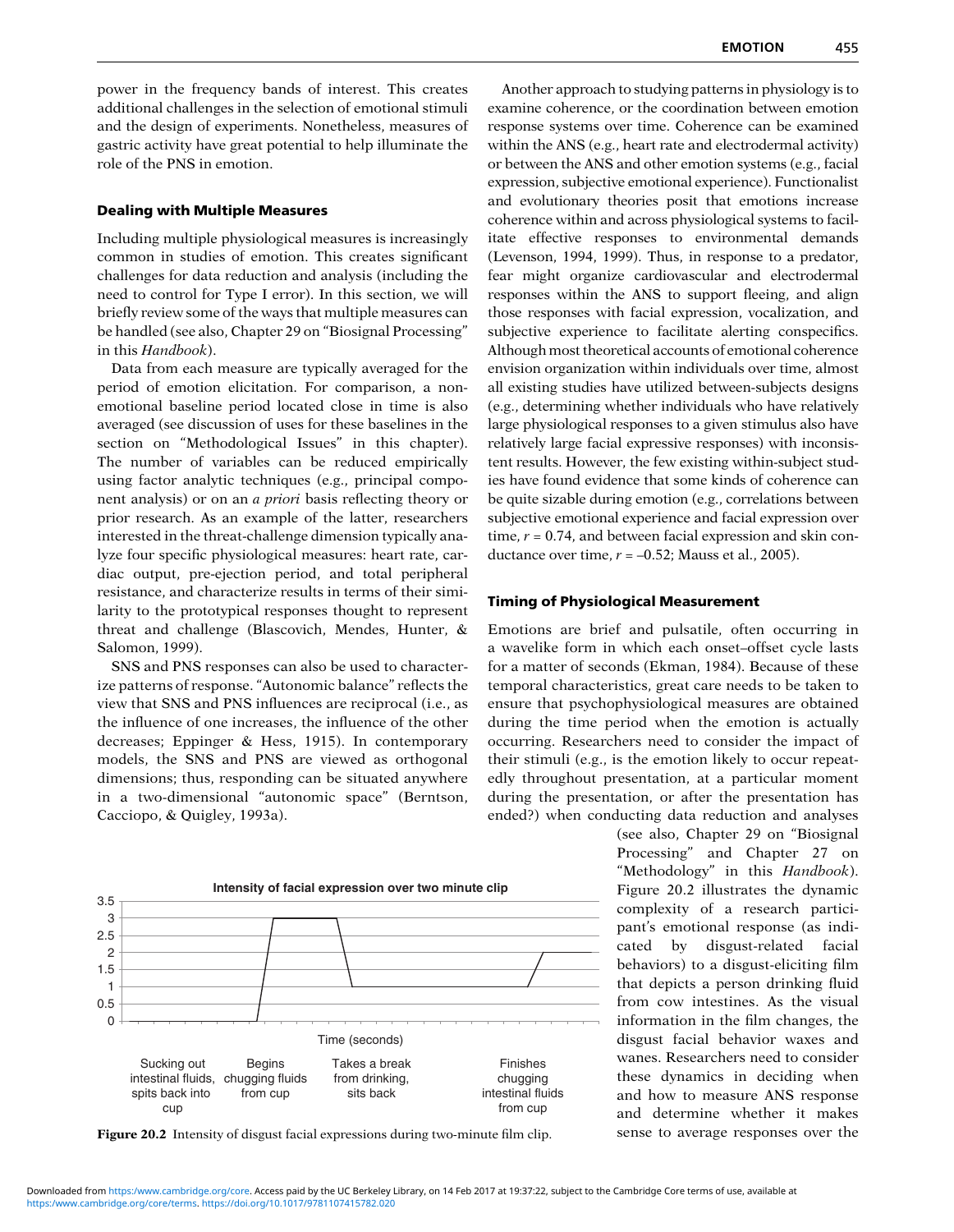power in the frequency bands of interest. This creates additional challenges in the selection of emotional stimuli and the design of experiments. Nonetheless, measures of gastric activity have great potential to help illuminate the role of the PNS in emotion.

### Dealing with Multiple Measures

Including multiple physiological measures is increasingly common in studies of emotion. This creates significant challenges for data reduction and analysis (including the need to control for Type I error). In this section, we will briefly review some of the ways that multiple measures can be handled (see also, Chapter 29 on "Biosignal Processing" in this *Handbook*).

Data from each measure are typically averaged for the period of emotion elicitation. For comparison, a non-emotional baseline period located close in time is also averaged (see discussion of uses for these baselines in the section on "Methodological Issues" in this chapter). The number of variables can be reduced empirically using factor analytic techniques (e.g., principal component analysis) or on an *a priori* basis reflecting theory or prior research. As an example of the latter, researchers interested in the threat-challenge dimension typically analyze four specific physiological measures: heart rate, cardiac output, pre-ejection period, and total peripheral resistance, and characterize results in terms of their similarity to the prototypical responses thought to represent threat and challenge (Blascovich, Mendes, Hunter, & Salomon, 1999).

SNS and PNS responses can also be used to characterize patterns of response. "Autonomic balance" reflects the view that SNS and PNS influences are reciprocal (i.e., as the influence of one increases, the influence of the other decreases; Eppinger & Hess, 1915). In contemporary models, the SNS and PNS are viewed as orthogonal dimensions; thus, responding can be situated anywhere in a two-dimensional "autonomic space" (Berntson, Cacciopo, & Quigley, 1993a).

Another approach to studying patterns in physiology is to examine coherence, or the coordination between emotion response systems over time. Coherence can be examined within the ANS (e.g., heart rate and electrodermal activity) or between the ANS and other emotion systems (e.g., facial expression, subjective emotional experience). Functionalist and evolutionary theories posit that emotions increase coherence within and across physiological systems to facilitate effective responses to environmental demands (Levenson, 1994, 1999). Thus, in response to a predator, fear might organize cardiovascular and electrodermal responses within the ANS to support fleeing, and align those responses with facial expression, vocalization, and subjective experience to facilitate alerting conspecifics. Although most theoretical accounts of emotional coherence envision organization within individuals over time, almost all existing studies have utilized between-subjects designs (e.g., determining whether individuals who have relatively large physiological responses to a given stimulus also have relatively large facial expressive responses) with inconsistent results. However, the few existing within-subject studies have found evidence that some kinds of coherence can be quite sizable during emotion (e.g., correlations between subjective emotional experience and facial expression over time, $r = 0.74$, and between facial expression and skin conductance over time, $r = -0.52$; Mauss et al., 2005).

### Timing of Physiological Measurement

Emotions are brief and pulsatile, often occurring in a wavelike form in which each onset–offset cycle lasts for a matter of seconds (Ekman, 1984). Because of these temporal characteristics, great care needs to be taken to ensure that psychophysiological measures are obtained during the time period when the emotion is actually occurring. Researchers need to consider the impact of their stimuli (e.g., is the emotion likely to occur repeatedly throughout presentation, at a particular moment during the presentation, or after the presentation has ended?) when conducting data reduction and analyses (see also, Chapter 29 on "Biosignal Processing" and Chapter 27 on "Methodology" in this *Handbook*). Figure 20.2 illustrates the dynamic complexity of a research participant's emotional response (as indicated by disgust-related facial behaviors) to a disgust-eliciting film that depicts a person drinking fluid from cow intestines. As the visual information in the film changes, the disgust facial behavior waxes and wanes. Researchers need to consider these dynamics in deciding when and how to measure ANS response and determine whether it makes sense to average responses over the

Intensity of facial expression over two minute clip

3.5
3
2.5
2
1.5
1
0.5
0

Time (seconds)

Sucking out intestinal fluids, spits back into cup
Begins chugging fluids from cup
Takes a break from drinking, sits back
Finishes chugging intestinal fluids from cup

**Figure 20.2** Intensity of disgust facial expressions during two-minute film clip.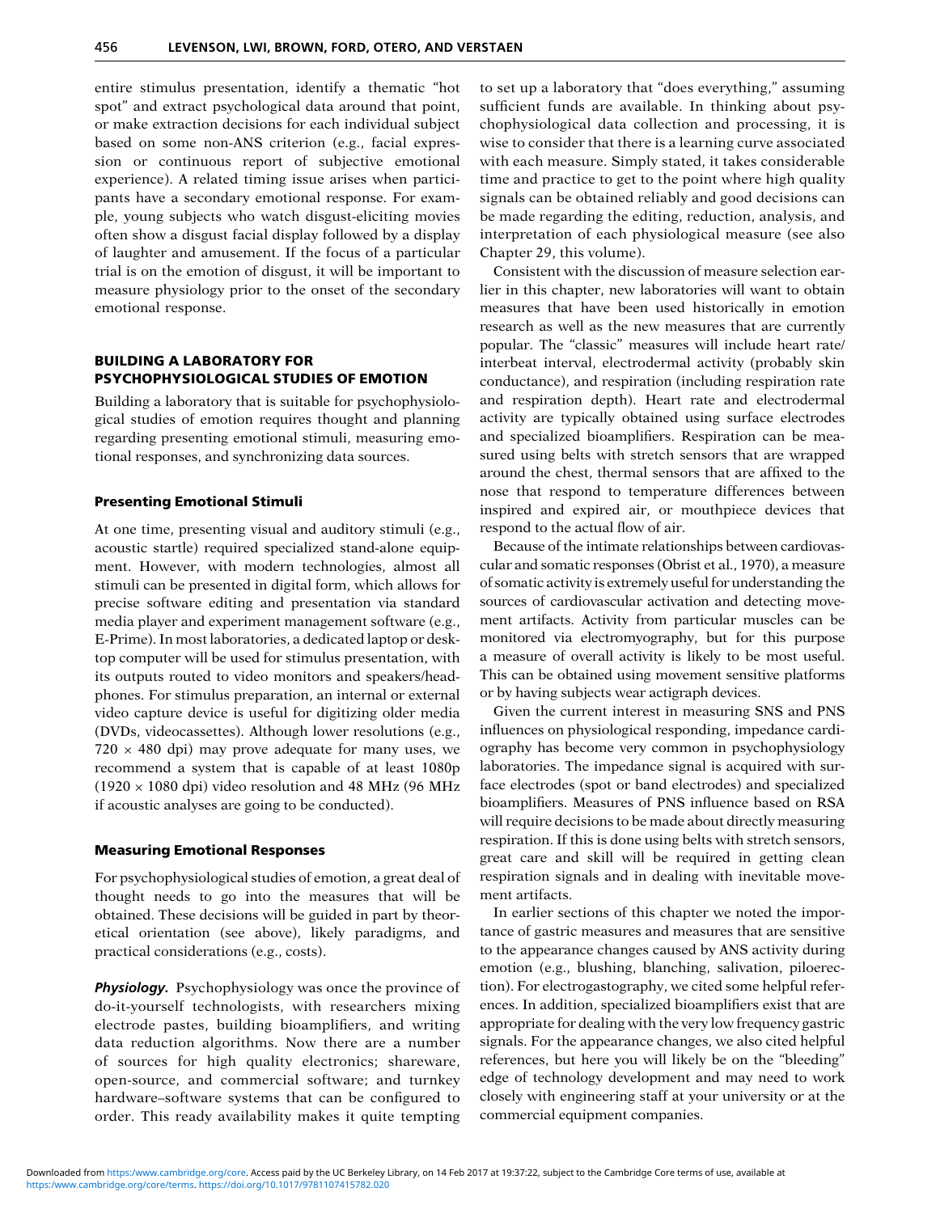entire stimulus presentation, identify a thematic "hot spot" and extract psychological data around that point, or make extraction decisions for each individual subject based on some non-ANS criterion (e.g., facial expression or continuous report of subjective emotional experience). A related timing issue arises when participants have a secondary emotional response. For example, young subjects who watch disgust-eliciting movies often show a disgust facial display followed by a display of laughter and amusement. If the focus of a particular trial is on the emotion of disgust, it will be important to measure physiology prior to the onset of the secondary emotional response.

## BUILDING A LABORATORY FOR PSYCHOPHYSIOLOGICAL STUDIES OF EMOTION

Building a laboratory that is suitable for psychophysiological studies of emotion requires thought and planning regarding presenting emotional stimuli, measuring emotional responses, and synchronizing data sources.

### Presenting Emotional Stimuli

At one time, presenting visual and auditory stimuli (e.g., acoustic startle) required specialized stand-alone equipment. However, with modern technologies, almost all stimuli can be presented in digital form, which allows for precise software editing and presentation via standard media player and experiment management software (e.g., E-Prime). In most laboratories, a dedicated laptop or desktop computer will be used for stimulus presentation, with its outputs routed to video monitors and speakers/headphones. For stimulus preparation, an internal or external video capture device is useful for digitizing older media (DVDs, videocassettes). Although lower resolutions (e.g., $720 \times 480$ dpi) may prove adequate for many uses, we recommend a system that is capable of at least 1080p ($1920 \times 1080$ dpi) video resolution and 48 MHz (96 MHz if acoustic analyses are going to be conducted).

### Measuring Emotional Responses

For psychophysiological studies of emotion, a great deal of thought needs to go into the measures that will be obtained. These decisions will be guided in part by theoretical orientation (see above), likely paradigms, and practical considerations (e.g., costs).

***Physiology.*** Psychophysiology was once the province of do-it-yourself technologists, with researchers mixing electrode pastes, building bioamplifiers, and writing data reduction algorithms. Now there are a number of sources for high quality electronics; shareware, open-source, and commercial software; and turnkey hardware–software systems that can be configured to order. This ready availability makes it quite tempting to set up a laboratory that "does everything," assuming sufficient funds are available. In thinking about psychophysiological data collection and processing, it is wise to consider that there is a learning curve associated with each measure. Simply stated, it takes considerable time and practice to get to the point where high quality signals can be obtained reliably and good decisions can be made regarding the editing, reduction, analysis, and interpretation of each physiological measure (see also Chapter 29, this volume).

Consistent with the discussion of measure selection earlier in this chapter, new laboratories will want to obtain measures that have been used historically in emotion research as well as the new measures that are currently popular. The "classic" measures will include heart rate/interbeat interval, electrodermal activity (probably skin conductance), and respiration (including respiration rate and respiration depth). Heart rate and electrodermal activity are typically obtained using surface electrodes and specialized bioamplifiers. Respiration can be measured using belts with stretch sensors that are wrapped around the chest, thermal sensors that are affixed to the nose that respond to temperature differences between inspired and expired air, or mouthpiece devices that respond to the actual flow of air.

Because of the intimate relationships between cardiovascular and somatic responses (Obrist et al., 1970), a measure of somatic activity is extremely useful for understanding the sources of cardiovascular activation and detecting movement artifacts. Activity from particular muscles can be monitored via electromyography, but for this purpose a measure of overall activity is likely to be most useful. This can be obtained using movement sensitive platforms or by having subjects wear actigraph devices.

Given the current interest in measuring SNS and PNS influences on physiological responding, impedance cardiography has become very common in psychophysiology laboratories. The impedance signal is acquired with surface electrodes (spot or band electrodes) and specialized bioamplifiers. Measures of PNS influence based on RSA will require decisions to be made about directly measuring respiration. If this is done using belts with stretch sensors, great care and skill will be required in getting clean respiration signals and in dealing with inevitable movement artifacts.

In earlier sections of this chapter we noted the importance of gastric measures and measures that are sensitive to the appearance changes caused by ANS activity during emotion (e.g., blushing, blanching, salivation, piloerection). For electrogastography, we cited some helpful references. In addition, specialized bioamplifiers exist that are appropriate for dealing with the very low frequency gastric signals. For the appearance changes, we also cited helpful references, but here you will likely be on the "bleeding" edge of technology development and may need to work closely with engineering staff at your university or at the commercial equipment companies.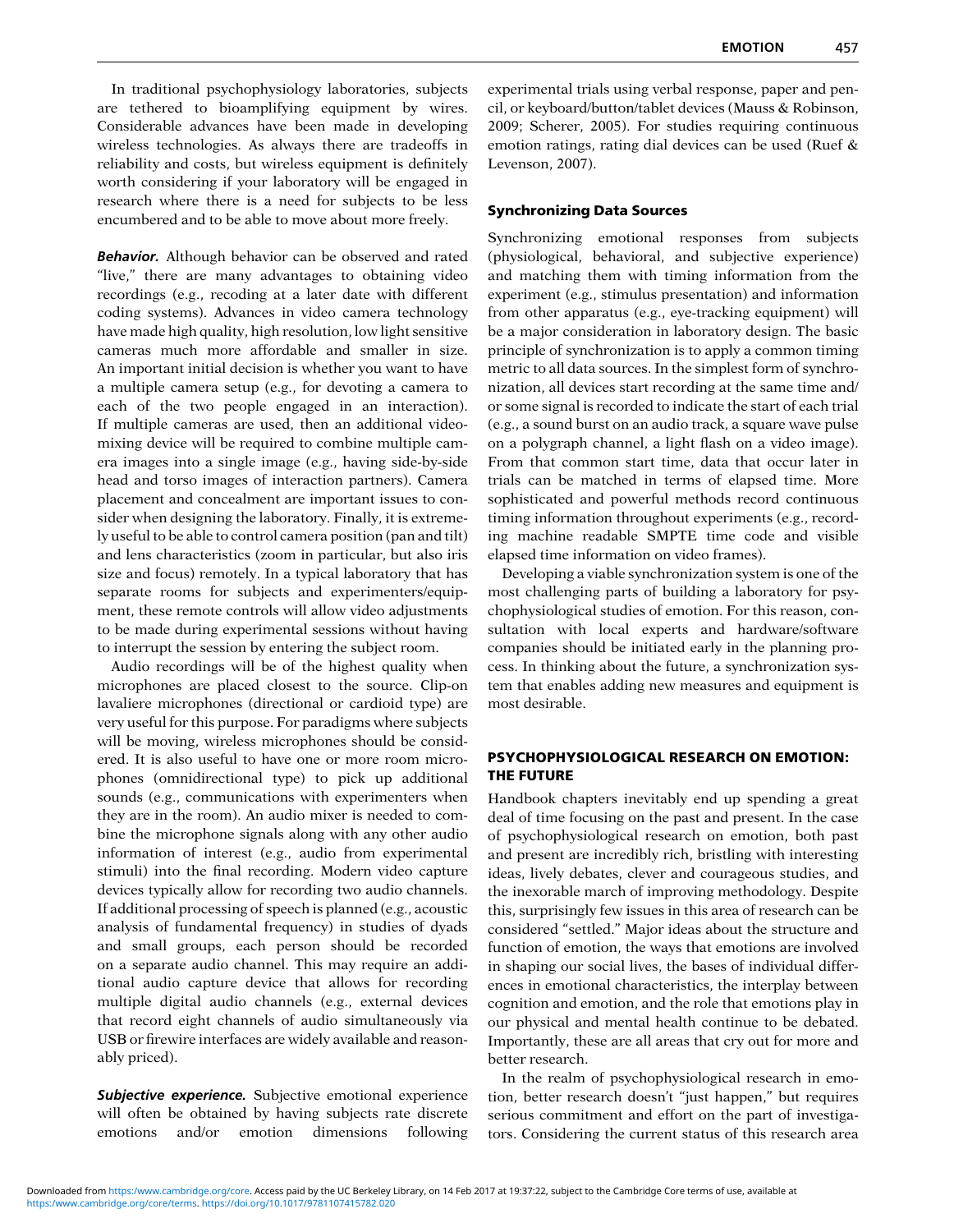In traditional psychophysiology laboratories, subjects are tethered to bioamplifying equipment by wires. Considerable advances have been made in developing wireless technologies. As always there are tradeoffs in reliability and costs, but wireless equipment is definitely worth considering if your laboratory will be engaged in research where there is a need for subjects to be less encumbered and to be able to move about more freely.

***Behavior.*** Although behavior can be observed and rated "live," there are many advantages to obtaining video recordings (e.g., recoding at a later date with different coding systems). Advances in video camera technology have made high quality, high resolution, low light sensitive cameras much more affordable and smaller in size. An important initial decision is whether you want to have a multiple camera setup (e.g., for devoting a camera to each of the two people engaged in an interaction). If multiple cameras are used, then an additional video-mixing device will be required to combine multiple camera images into a single image (e.g., having side-by-side head and torso images of interaction partners). Camera placement and concealment are important issues to consider when designing the laboratory. Finally, it is extremely useful to be able to control camera position (pan and tilt) and lens characteristics (zoom in particular, but also iris size and focus) remotely. In a typical laboratory that has separate rooms for subjects and experimenters/equipment, these remote controls will allow video adjustments to be made during experimental sessions without having to interrupt the session by entering the subject room.

Audio recordings will be of the highest quality when microphones are placed closest to the source. Clip-on lavaliere microphones (directional or cardioid type) are very useful for this purpose. For paradigms where subjects will be moving, wireless microphones should be considered. It is also useful to have one or more room microphones (omnidirectional type) to pick up additional sounds (e.g., communications with experimenters when they are in the room). An audio mixer is needed to combine the microphone signals along with any other audio information of interest (e.g., audio from experimental stimuli) into the final recording. Modern video capture devices typically allow for recording two audio channels. If additional processing of speech is planned (e.g., acoustic analysis of fundamental frequency) in studies of dyads and small groups, each person should be recorded on a separate audio channel. This may require an additional audio capture device that allows for recording multiple digital audio channels (e.g., external devices that record eight channels of audio simultaneously via USB or firewire interfaces are widely available and reasonably priced).

***Subjective experience.*** Subjective emotional experience will often be obtained by having subjects rate discrete emotions and/or emotion dimensions following experimental trials using verbal response, paper and pencil, or keyboard/button/tablet devices (Mauss & Robinson, 2009; Scherer, 2005). For studies requiring continuous emotion ratings, rating dial devices can be used (Ruef & Levenson, 2007).

### Synchronizing Data Sources

Synchronizing emotional responses from subjects (physiological, behavioral, and subjective experience) and matching them with timing information from the experiment (e.g., stimulus presentation) and information from other apparatus (e.g., eye-tracking equipment) will be a major consideration in laboratory design. The basic principle of synchronization is to apply a common timing metric to all data sources. In the simplest form of synchronization, all devices start recording at the same time and/or some signal is recorded to indicate the start of each trial (e.g., a sound burst on an audio track, a square wave pulse on a polygraph channel, a light flash on a video image). From that common start time, data that occur later in trials can be matched in terms of elapsed time. More sophisticated and powerful methods record continuous timing information throughout experiments (e.g., recording machine readable SMPTE time code and visible elapsed time information on video frames).

Developing a viable synchronization system is one of the most challenging parts of building a laboratory for psychophysiological studies of emotion. For this reason, consultation with local experts and hardware/software companies should be initiated early in the planning process. In thinking about the future, a synchronization system that enables adding new measures and equipment is most desirable.

## PSYCHOPHYSIOLOGICAL RESEARCH ON EMOTION: THE FUTURE

Handbook chapters inevitably end up spending a great deal of time focusing on the past and present. In the case of psychophysiological research on emotion, both past and present are incredibly rich, bristling with interesting ideas, lively debates, clever and courageous studies, and the inexorable march of improving methodology. Despite this, surprisingly few issues in this area of research can be considered "settled." Major ideas about the structure and function of emotion, the ways that emotions are involved in shaping our social lives, the bases of individual differences in emotional characteristics, the interplay between cognition and emotion, and the role that emotions play in our physical and mental health continue to be debated. Importantly, these are all areas that cry out for more and better research.

In the realm of psychophysiological research in emotion, better research doesn't "just happen," but requires serious commitment and effort on the part of investigators. Considering the current status of this research area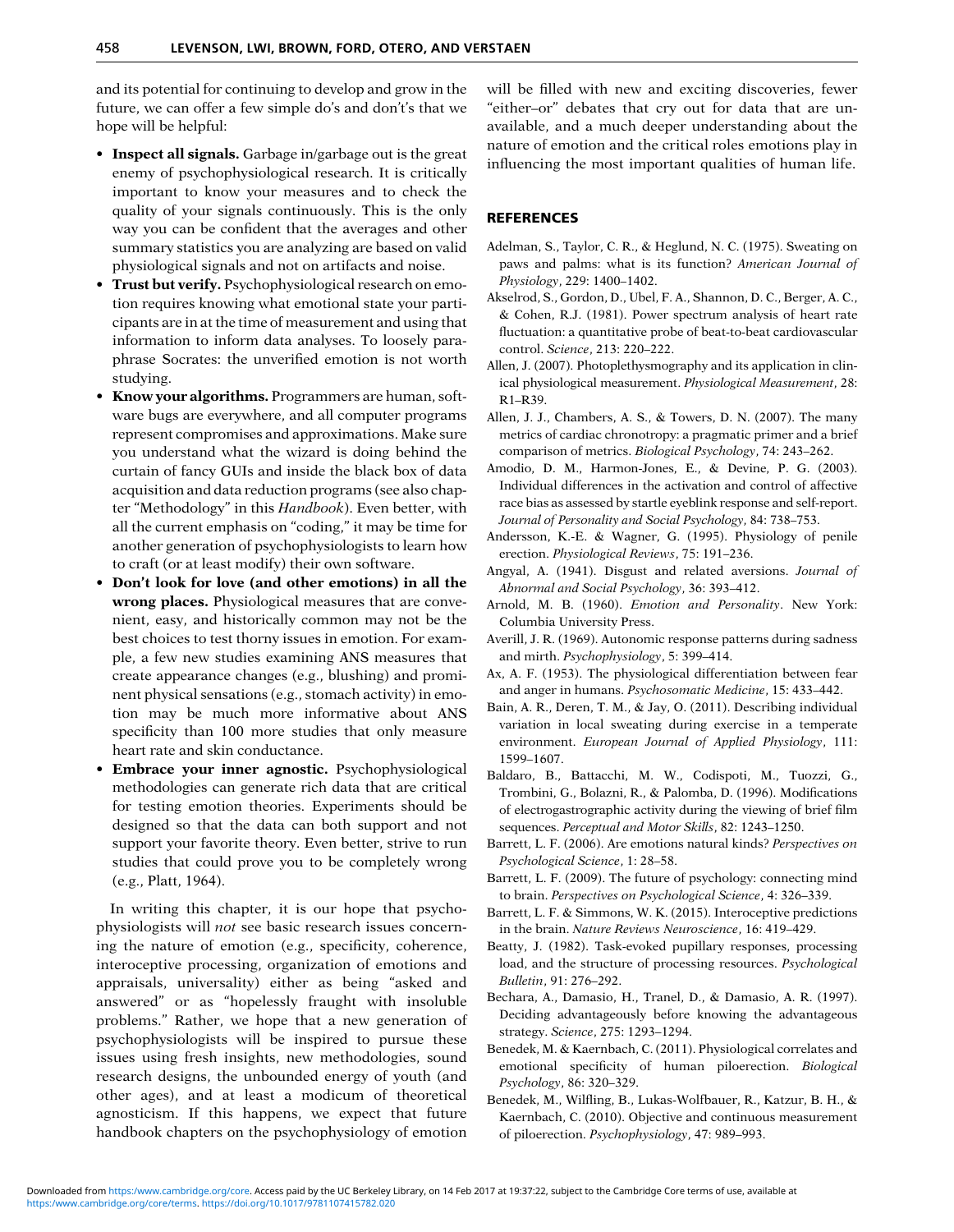and its potential for continuing to develop and grow in the future, we can offer a few simple do's and don't's that we hope will be helpful:

- **Inspect all signals.** Garbage in/garbage out is the great enemy of psychophysiological research. It is critically important to know your measures and to check the quality of your signals continuously. This is the only way you can be confident that the averages and other summary statistics you are analyzing are based on valid physiological signals and not on artifacts and noise.
- **Trust but verify.** Psychophysiological research on emotion requires knowing what emotional state your participants are in at the time of measurement and using that information to inform data analyses. To loosely paraphrase Socrates: the unverified emotion is not worth studying.
- **Know your algorithms.** Programmers are human, software bugs are everywhere, and all computer programs represent compromises and approximations. Make sure you understand what the wizard is doing behind the curtain of fancy GUIs and inside the black box of data acquisition and data reduction programs (see also chapter "Methodology" in this *Handbook*). Even better, with all the current emphasis on "coding," it may be time for another generation of psychophysiologists to learn how to craft (or at least modify) their own software.
- **Don't look for love (and other emotions) in all the wrong places.** Physiological measures that are convenient, easy, and historically common may not be the best choices to test thorny issues in emotion. For example, a few new studies examining ANS measures that create appearance changes (e.g., blushing) and prominent physical sensations (e.g., stomach activity) in emotion may be much more informative about ANS specificity than 100 more studies that only measure heart rate and skin conductance.
- **Embrace your inner agnostic.** Psychophysiological methodologies can generate rich data that are critical for testing emotion theories. Experiments should be designed so that the data can both support and not support your favorite theory. Even better, strive to run studies that could prove you to be completely wrong (e.g., Platt, 1964).

In writing this chapter, it is our hope that psychophysiologists will *not* see basic research issues concerning the nature of emotion (e.g., specificity, coherence, interoceptive processing, organization of emotions and appraisals, universality) either as being "asked and answered" or as "hopelessly fraught with insoluble problems." Rather, we hope that a new generation of psychophysiologists will be inspired to pursue these issues using fresh insights, new methodologies, sound research designs, the unbounded energy of youth (and other ages), and at least a modicum of theoretical agnosticism. If this happens, we expect that future handbook chapters on the psychophysiology of emotion will be filled with new and exciting discoveries, fewer "either–or" debates that cry out for data that are unavailable, and a much deeper understanding about the nature of emotion and the critical roles emotions play in influencing the most important qualities of human life.

## REFERENCES

Adelman, S., Taylor, C. R., & Heglund, N. C. (1975). Sweating on paws and palms: what is its function? *American Journal of Physiology*, 229: 1400–1402.

Akselrod, S., Gordon, D., Ubel, F. A., Shannon, D. C., Berger, A. C., & Cohen, R.J. (1981). Power spectrum analysis of heart rate fluctuation: a quantitative probe of beat-to-beat cardiovascular control. *Science*, 213: 220–222.

Allen, J. (2007). Photoplethysmography and its application in clinical physiological measurement. *Physiological Measurement*, 28: R1–R39.

Allen, J. J., Chambers, A. S., & Towers, D. N. (2007). The many metrics of cardiac chronotropy: a pragmatic primer and a brief comparison of metrics. *Biological Psychology*, 74: 243–262.

Amodio, D. M., Harmon-Jones, E., & Devine, P. G. (2003). Individual differences in the activation and control of affective race bias as assessed by startle eyeblink response and self-report. *Journal of Personality and Social Psychology*, 84: 738–753.

Andersson, K.-E. & Wagner, G. (1995). Physiology of penile erection. *Physiological Reviews*, 75: 191–236.

Angyal, A. (1941). Disgust and related aversions. *Journal of Abnormal and Social Psychology*, 36: 393–412.

Arnold, M. B. (1960). *Emotion and Personality*. New York: Columbia University Press.

Averill, J. R. (1969). Autonomic response patterns during sadness and mirth. *Psychophysiology*, 5: 399–414.

Ax, A. F. (1953). The physiological differentiation between fear and anger in humans. *Psychosomatic Medicine*, 15: 433–442.

Bain, A. R., Deren, T. M., & Jay, O. (2011). Describing individual variation in local sweating during exercise in a temperate environment. *European Journal of Applied Physiology*, 111: 1599–1607.

Baldaro, B., Battacchi, M. W., Codispoti, M., Tuozzi, G., Trombini, G., Bolazni, R., & Palomba, D. (1996). Modifications of electrogastrographic activity during the viewing of brief film sequences. *Perceptual and Motor Skills*, 82: 1243–1250.

Barrett, L. F. (2006). Are emotions natural kinds? *Perspectives on Psychological Science*, 1: 28–58.

Barrett, L. F. (2009). The future of psychology: connecting mind to brain. *Perspectives on Psychological Science*, 4: 326–339.

Barrett, L. F. & Simmons, W. K. (2015). Interoceptive predictions in the brain. *Nature Reviews Neuroscience*, 16: 419–429.

Beatty, J. (1982). Task-evoked pupillary responses, processing load, and the structure of processing resources. *Psychological Bulletin*, 91: 276–292.

Bechara, A., Damasio, H., Tranel, D., & Damasio, A. R. (1997). Deciding advantageously before knowing the advantageous strategy. *Science*, 275: 1293–1294.

Benedek, M. & Kaernbach, C. (2011). Physiological correlates and emotional specificity of human piloerection. *Biological Psychology*, 86: 320–329.

Benedek, M., Wilfling, B., Lukas-Wolfbauer, R., Katzur, B. H., & Kaernbach, C. (2010). Objective and continuous measurement of piloerection. *Psychophysiology*, 47: 989–993.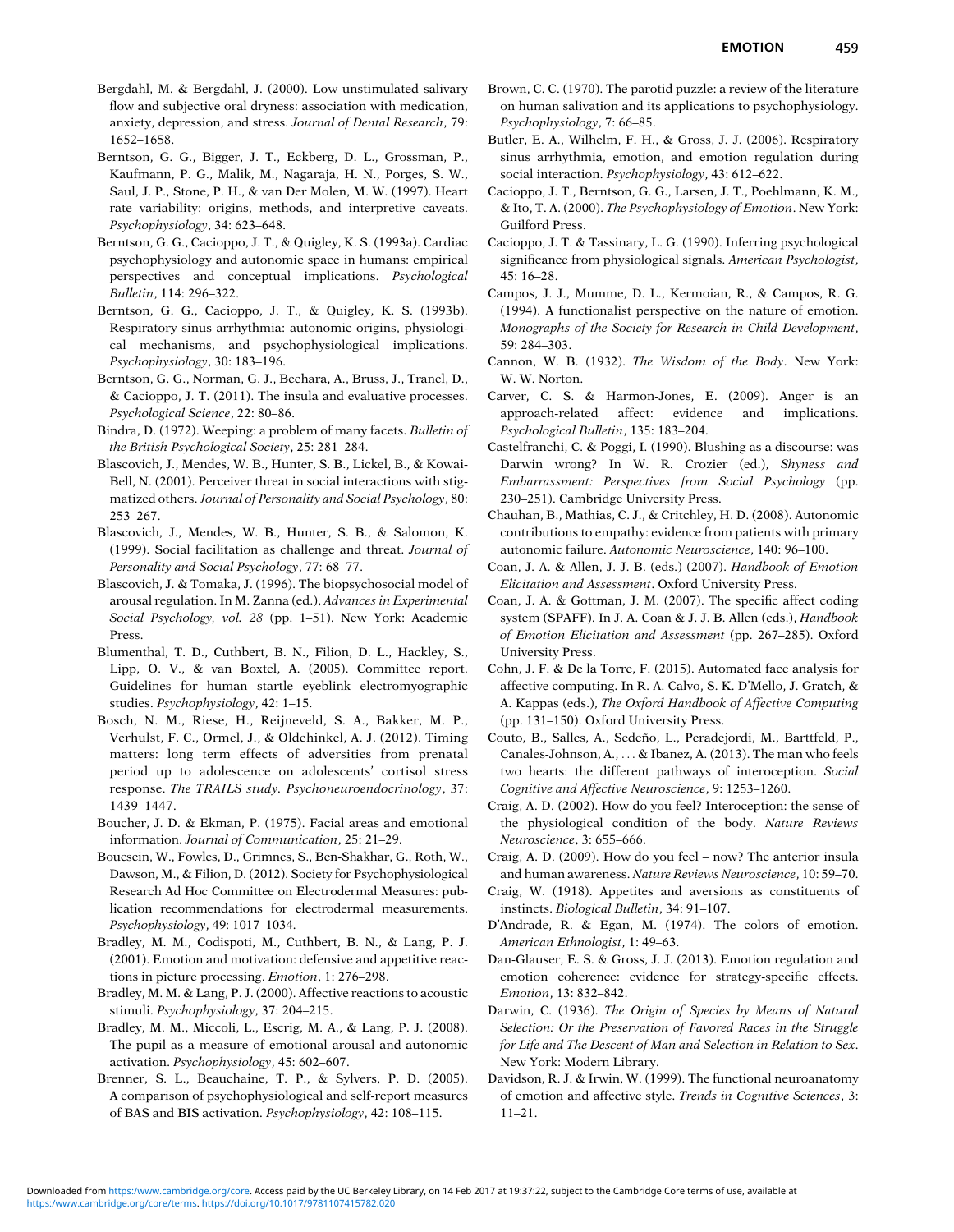Bergdahl, M. & Bergdahl, J. (2000). Low unstimulated salivary flow and subjective oral dryness: association with medication, anxiety, depression, and stress. *Journal of Dental Research*, 79: 1652–1658.

Berntson, G. G., Bigger, J. T., Eckberg, D. L., Grossman, P., Kaufmann, P. G., Malik, M., Nagaraja, H. N., Porges, S. W., Saul, J. P., Stone, P. H., & van Der Molen, M. W. (1997). Heart rate variability: origins, methods, and interpretive caveats. *Psychophysiology*, 34: 623–648.

Berntson, G. G., Cacioppo, J. T., & Quigley, K. S. (1993a). Cardiac psychophysiology and autonomic space in humans: empirical perspectives and conceptual implications. *Psychological Bulletin*, 114: 296–322.

Berntson, G. G., Cacioppo, J. T., & Quigley, K. S. (1993b). Respiratory sinus arrhythmia: autonomic origins, physiological mechanisms, and psychophysiological implications. *Psychophysiology*, 30: 183–196.

Berntson, G. G., Norman, G. J., Bechara, A., Bruss, J., Tranel, D., & Cacioppo, J. T. (2011). The insula and evaluative processes. *Psychological Science*, 22: 80–86.

Bindra, D. (1972). Weeping: a problem of many facets. *Bulletin of the British Psychological Society*, 25: 281–284.

Blascovich, J., Mendes, W. B., Hunter, S. B., Lickel, B., & Kowai-Bell, N. (2001). Perceiver threat in social interactions with stigmatized others. *Journal of Personality and Social Psychology*, 80: 253–267.

Blascovich, J., Mendes, W. B., Hunter, S. B., & Salomon, K. (1999). Social facilitation as challenge and threat. *Journal of Personality and Social Psychology*, 77: 68–77.

Blascovich, J. & Tomaka, J. (1996). The biopsychosocial model of arousal regulation. In M. Zanna (ed.), *Advances in Experimental Social Psychology, vol. 28* (pp. 1–51). New York: Academic Press.

Blumenthal, T. D., Cuthbert, B. N., Filion, D. L., Hackley, S., Lipp, O. V., & van Boxtel, A. (2005). Committee report. Guidelines for human startle eyeblink electromyographic studies. *Psychophysiology*, 42: 1–15.

Bosch, N. M., Riese, H., Reijneveld, S. A., Bakker, M. P., Verhulst, F. C., Ormel, J., & Oldehinkel, A. J. (2012). Timing matters: long term effects of adversities from prenatal period up to adolescence on adolescents' cortisol stress response. *The TRAILS study*. *Psychoneuroendocrinology*, 37: 1439–1447.

Boucher, J. D. & Ekman, P. (1975). Facial areas and emotional information. *Journal of Communication*, 25: 21–29.

Boucsein, W., Fowles, D., Grimnes, S., Ben-Shakhar, G., Roth, W., Dawson, M., & Filion, D. (2012). Society for Psychophysiological Research Ad Hoc Committee on Electrodermal Measures: publication recommendations for electrodermal measurements. *Psychophysiology*, 49: 1017–1034.

Bradley, M. M., Codispoti, M., Cuthbert, B. N., & Lang, P. J. (2001). Emotion and motivation: defensive and appetitive reactions in picture processing. *Emotion*, 1: 276–298.

Bradley, M. M. & Lang, P. J. (2000). Affective reactions to acoustic stimuli. *Psychophysiology*, 37: 204–215.

Bradley, M. M., Miccoli, L., Escrig, M. A., & Lang, P. J. (2008). The pupil as a measure of emotional arousal and autonomic activation. *Psychophysiology*, 45: 602–607.

Brenner, S. L., Beauchaine, T. P., & Sylvers, P. D. (2005). A comparison of psychophysiological and self-report measures of BAS and BIS activation. *Psychophysiology*, 42: 108–115.

Brown, C. C. (1970). The parotid puzzle: a review of the literature on human salivation and its applications to psychophysiology. *Psychophysiology*, 7: 66–85.

Butler, E. A., Wilhelm, F. H., & Gross, J. J. (2006). Respiratory sinus arrhythmia, emotion, and emotion regulation during social interaction. *Psychophysiology*, 43: 612–622.

Cacioppo, J. T., Berntson, G. G., Larsen, J. T., Poehlmann, K. M., & Ito, T. A. (2000). *The Psychophysiology of Emotion*. New York: Guilford Press.

Cacioppo, J. T. & Tassinary, L. G. (1990). Inferring psychological significance from physiological signals. *American Psychologist*, 45: 16–28.

Campos, J. J., Mumme, D. L., Kermoian, R., & Campos, R. G. (1994). A functionalist perspective on the nature of emotion. *Monographs of the Society for Research in Child Development*, 59: 284–303.

Cannon, W. B. (1932). *The Wisdom of the Body*. New York: W. W. Norton.

Carver, C. S. & Harmon-Jones, E. (2009). Anger is an approach-related affect: evidence and implications. *Psychological Bulletin*, 135: 183–204.

Castelfranchi, C. & Poggi, I. (1990). Blushing as a discourse: was Darwin wrong? In W. R. Crozier (ed.), *Shyness and Embarrassment: Perspectives from Social Psychology* (pp. 230–251). Cambridge University Press.

Chauhan, B., Mathias, C. J., & Critchley, H. D. (2008). Autonomic contributions to empathy: evidence from patients with primary autonomic failure. *Autonomic Neuroscience*, 140: 96–100.

Coan, J. A. & Allen, J. J. B. (eds.) (2007). *Handbook of Emotion Elicitation and Assessment*. Oxford University Press.

Coan, J. A. & Gottman, J. M. (2007). The specific affect coding system (SPAFF). In J. A. Coan & J. J. B. Allen (eds.), *Handbook of Emotion Elicitation and Assessment* (pp. 267–285). Oxford University Press.

Cohn, J. F. & De la Torre, F. (2015). Automated face analysis for affective computing. In R. A. Calvo, S. K. D'Mello, J. Gratch, & A. Kappas (eds.), *The Oxford Handbook of Affective Computing* (pp. 131–150). Oxford University Press.

Couto, B., Salles, A., Sedeño, L., Peradejordi, M., Barttfeld, P., Canales-Johnson, A., . . . & Ibanez, A. (2013). The man who feels two hearts: the different pathways of interoception. *Social Cognitive and Affective Neuroscience*, 9: 1253–1260.

Craig, A. D. (2002). How do you feel? Interoception: the sense of the physiological condition of the body. *Nature Reviews Neuroscience*, 3: 655–666.

Craig, A. D. (2009). How do you feel – now? The anterior insula and human awareness. *Nature Reviews Neuroscience*, 10: 59–70.

Craig, W. (1918). Appetites and aversions as constituents of instincts. *Biological Bulletin*, 34: 91–107.

D'Andrade, R. & Egan, M. (1974). The colors of emotion. *American Ethnologist*, 1: 49–63.

Dan-Glauser, E. S. & Gross, J. J. (2013). Emotion regulation and emotion coherence: evidence for strategy-specific effects. *Emotion*, 13: 832–842.

Darwin, C. (1936). *The Origin of Species by Means of Natural Selection: Or the Preservation of Favored Races in the Struggle for Life and The Descent of Man and Selection in Relation to Sex*. New York: Modern Library.

Davidson, R. J. & Irwin, W. (1999). The functional neuroanatomy of emotion and affective style. *Trends in Cognitive Sciences*, 3: 11–21.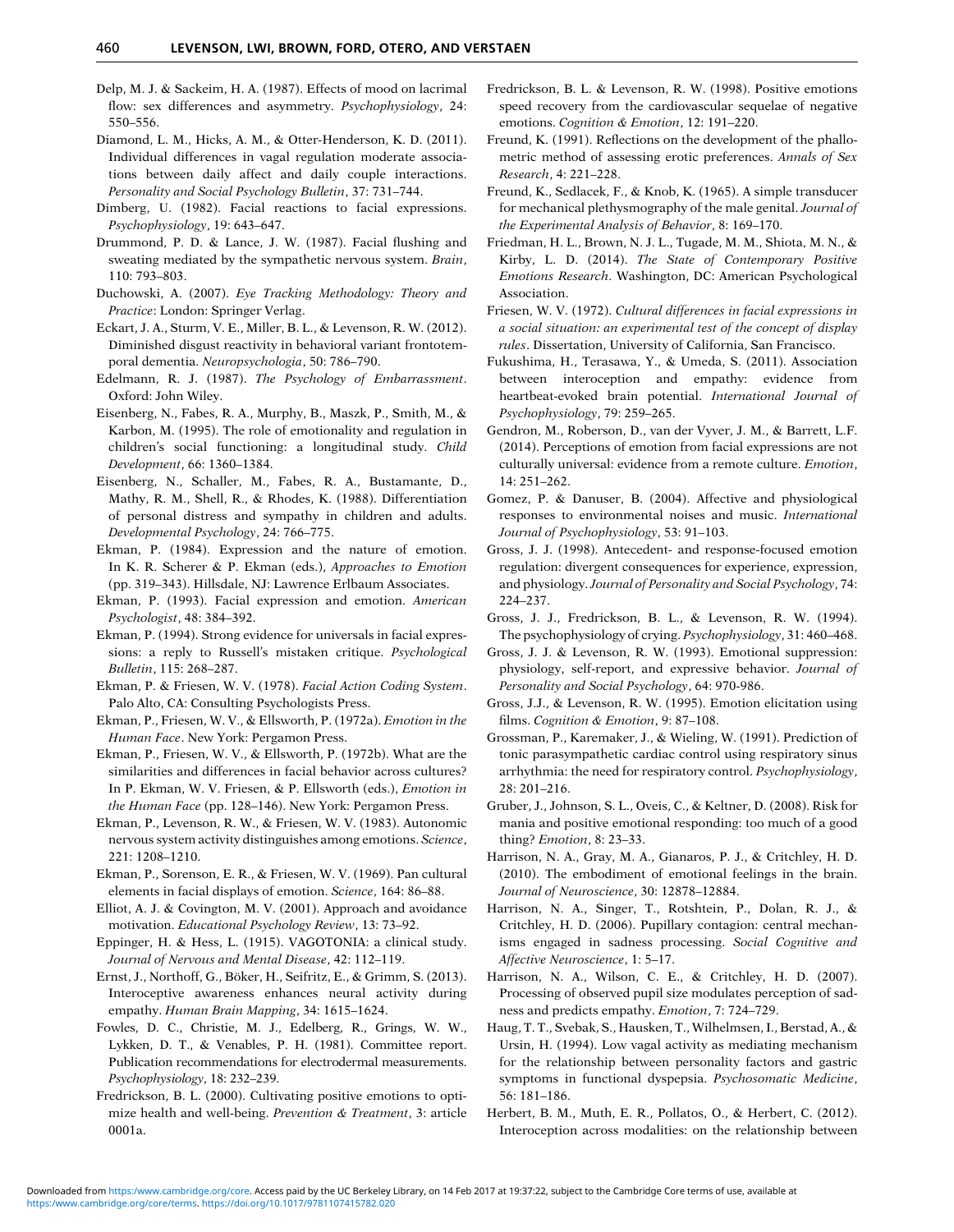Delp, M. J. & Sackeim, H. A. (1987). Effects of mood on lacrimal flow: sex differences and asymmetry. *Psychophysiology*, 24: 550–556.

Diamond, L. M., Hicks, A. M., & Otter-Henderson, K. D. (2011). Individual differences in vagal regulation moderate associations between daily affect and daily couple interactions. *Personality and Social Psychology Bulletin*, 37: 731–744.

Dimberg, U. (1982). Facial reactions to facial expressions. *Psychophysiology*, 19: 643–647.

Drummond, P. D. & Lance, J. W. (1987). Facial flushing and sweating mediated by the sympathetic nervous system. *Brain*, 110: 793–803.

Duchowski, A. (2007). *Eye Tracking Methodology: Theory and Practice*: London: Springer Verlag.

Eckart, J. A., Sturm, V. E., Miller, B. L., & Levenson, R. W. (2012). Diminished disgust reactivity in behavioral variant frontotemporal dementia. *Neuropsychologia*, 50: 786–790.

Edelmann, R. J. (1987). *The Psychology of Embarrassment*. Oxford: John Wiley.

Eisenberg, N., Fabes, R. A., Murphy, B., Maszk, P., Smith, M., & Karbon, M. (1995). The role of emotionality and regulation in children's social functioning: a longitudinal study. *Child Development*, 66: 1360–1384.

Eisenberg, N., Schaller, M., Fabes, R. A., Bustamante, D., Mathy, R. M., Shell, R., & Rhodes, K. (1988). Differentiation of personal distress and sympathy in children and adults. *Developmental Psychology*, 24: 766–775.

Ekman, P. (1984). Expression and the nature of emotion. In K. R. Scherer & P. Ekman (eds.), *Approaches to Emotion* (pp. 319–343). Hillsdale, NJ: Lawrence Erlbaum Associates.

Ekman, P. (1993). Facial expression and emotion. *American Psychologist*, 48: 384–392.

Ekman, P. (1994). Strong evidence for universals in facial expressions: a reply to Russell's mistaken critique. *Psychological Bulletin*, 115: 268–287.

Ekman, P. & Friesen, W. V. (1978). *Facial Action Coding System*. Palo Alto, CA: Consulting Psychologists Press.

Ekman, P., Friesen, W. V., & Ellsworth, P. (1972a). *Emotion in the Human Face*. New York: Pergamon Press.

Ekman, P., Friesen, W. V., & Ellsworth, P. (1972b). What are the similarities and differences in facial behavior across cultures? In P. Ekman, W. V. Friesen, & P. Ellsworth (eds.), *Emotion in the Human Face* (pp. 128–146). New York: Pergamon Press.

Ekman, P., Levenson, R. W., & Friesen, W. V. (1983). Autonomic nervous system activity distinguishes among emotions. *Science*, 221: 1208–1210.

Ekman, P., Sorenson, E. R., & Friesen, W. V. (1969). Pan cultural elements in facial displays of emotion. *Science*, 164: 86–88.

Elliot, A. J. & Covington, M. V. (2001). Approach and avoidance motivation. *Educational Psychology Review*, 13: 73–92.

Eppinger, H. & Hess, L. (1915). VAGOTONIA: a clinical study. *Journal of Nervous and Mental Disease*, 42: 112–119.

Ernst, J., Northoff, G., Böker, H., Seifritz, E., & Grimm, S. (2013). Interoceptive awareness enhances neural activity during empathy. *Human Brain Mapping*, 34: 1615–1624.

Fowles, D. C., Christie, M. J., Edelberg, R., Grings, W. W., Lykken, D. T., & Venables, P. H. (1981). Committee report. Publication recommendations for electrodermal measurements. *Psychophysiology*, 18: 232–239.

Fredrickson, B. L. (2000). Cultivating positive emotions to optimize health and well-being. *Prevention & Treatment*, 3: article 0001a.

Fredrickson, B. L. & Levenson, R. W. (1998). Positive emotions speed recovery from the cardiovascular sequelae of negative emotions. *Cognition & Emotion*, 12: 191–220.

Freund, K. (1991). Reflections on the development of the phallometric method of assessing erotic preferences. *Annals of Sex Research*, 4: 221–228.

Freund, K., Sedlacek, F., & Knob, K. (1965). A simple transducer for mechanical plethysmography of the male genital. *Journal of the Experimental Analysis of Behavior*, 8: 169–170.

Friedman, H. L., Brown, N. J. L., Tugade, M. M., Shiota, M. N., & Kirby, L. D. (2014). *The State of Contemporary Positive Emotions Research*. Washington, DC: American Psychological Association.

Friesen, W. V. (1972). *Cultural differences in facial expressions in a social situation: an experimental test of the concept of display rules*. Dissertation, University of California, San Francisco.

Fukushima, H., Terasawa, Y., & Umeda, S. (2011). Association between interoception and empathy: evidence from heartbeat-evoked brain potential. *International Journal of Psychophysiology*, 79: 259–265.

Gendron, M., Roberson, D., van der Vyver, J. M., & Barrett, L.F. (2014). Perceptions of emotion from facial expressions are not culturally universal: evidence from a remote culture. *Emotion*, 14: 251–262.

Gomez, P. & Danuser, B. (2004). Affective and physiological responses to environmental noises and music. *International Journal of Psychophysiology*, 53: 91–103.

Gross, J. J. (1998). Antecedent- and response-focused emotion regulation: divergent consequences for experience, expression, and physiology. *Journal of Personality and Social Psychology*, 74: 224–237.

Gross, J. J., Fredrickson, B. L., & Levenson, R. W. (1994). The psychophysiology of crying. *Psychophysiology*, 31: 460–468.

Gross, J. J. & Levenson, R. W. (1993). Emotional suppression: physiology, self-report, and expressive behavior. *Journal of Personality and Social Psychology*, 64: 970-986.

Gross, J.J., & Levenson, R. W. (1995). Emotion elicitation using films. *Cognition & Emotion*, 9: 87–108.

Grossman, P., Karemaker, J., & Wieling, W. (1991). Prediction of tonic parasympathetic cardiac control using respiratory sinus arrhythmia: the need for respiratory control. *Psychophysiology*, 28: 201–216.

Gruber, J., Johnson, S. L., Oveis, C., & Keltner, D. (2008). Risk for mania and positive emotional responding: too much of a good thing? *Emotion*, 8: 23–33.

Harrison, N. A., Gray, M. A., Gianaros, P. J., & Critchley, H. D. (2010). The embodiment of emotional feelings in the brain. *Journal of Neuroscience*, 30: 12878–12884.

Harrison, N. A., Singer, T., Rotshtein, P., Dolan, R. J., & Critchley, H. D. (2006). Pupillary contagion: central mechanisms engaged in sadness processing. *Social Cognitive and Affective Neuroscience*, 1: 5–17.

Harrison, N. A., Wilson, C. E., & Critchley, H. D. (2007). Processing of observed pupil size modulates perception of sadness and predicts empathy. *Emotion*, 7: 724–729.

Haug, T. T., Svebak, S., Hausken, T., Wilhelmsen, I., Berstad, A., & Ursin, H. (1994). Low vagal activity as mediating mechanism for the relationship between personality factors and gastric symptoms in functional dyspepsia. *Psychosomatic Medicine*, 56: 181–186.

Herbert, B. M., Muth, E. R., Pollatos, O., & Herbert, C. (2012). Interoception across modalities: on the relationship between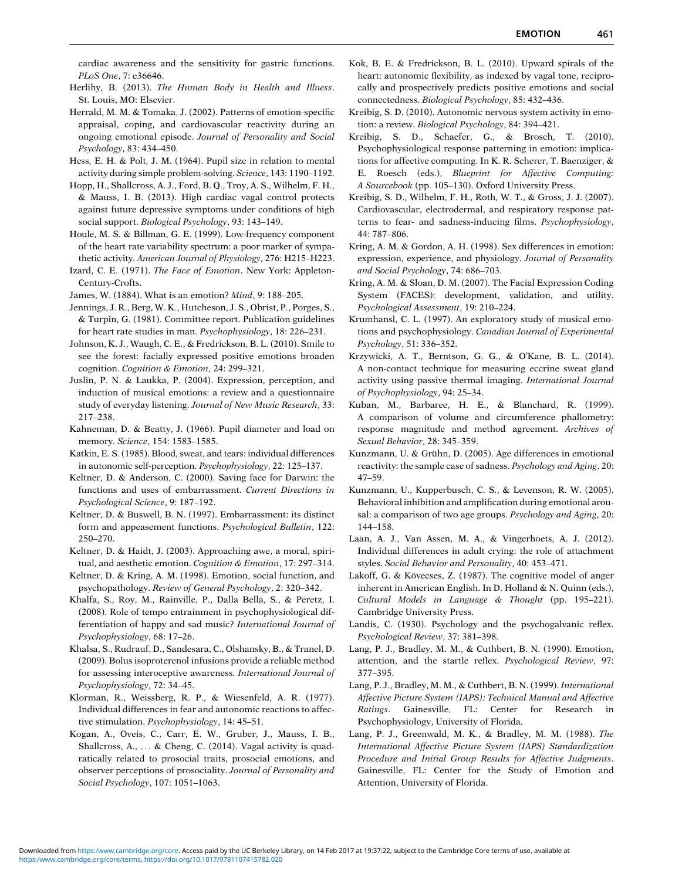cardiac awareness and the sensitivity for gastric functions. *PLoS One*, 7: e36646.

Herlihy, B. (2013). *The Human Body in Health and Illness*. St. Louis, MO: Elsevier.

Herrald, M. M. & Tomaka, J. (2002). Patterns of emotion-specific appraisal, coping, and cardiovascular reactivity during an ongoing emotional episode. *Journal of Personality and Social Psychology*, 83: 434–450.

Hess, E. H. & Polt, J. M. (1964). Pupil size in relation to mental activity during simple problem-solving. *Science*, 143: 1190–1192.

Hopp, H., Shallcross, A. J., Ford, B. Q., Troy, A. S., Wilhelm, F. H., & Mauss, I. B. (2013). High cardiac vagal control protects against future depressive symptoms under conditions of high social support. *Biological Psychology*, 93: 143–149.

Houle, M. S. & Billman, G. E. (1999). Low-frequency component of the heart rate variability spectrum: a poor marker of sympathetic activity. *American Journal of Physiology*, 276: H215–H223.

Izard, C. E. (1971). *The Face of Emotion*. New York: Appleton-Century-Crofts.

James, W. (1884). What is an emotion? *Mind*, 9: 188–205.

Jennings, J. R., Berg, W. K., Hutcheson, J. S., Obrist, P., Porges, S., & Turpin, G. (1981). Committee report. Publication guidelines for heart rate studies in man. *Psychophysiology*, 18: 226–231.

Johnson, K. J., Waugh, C. E., & Fredrickson, B. L. (2010). Smile to see the forest: facially expressed positive emotions broaden cognition. *Cognition & Emotion*, 24: 299–321.

Juslin, P. N. & Laukka, P. (2004). Expression, perception, and induction of musical emotions: a review and a questionnaire study of everyday listening. *Journal of New Music Research*, 33: 217–238.

Kahneman, D. & Beatty, J. (1966). Pupil diameter and load on memory. *Science*, 154: 1583–1585.

Katkin, E. S. (1985). Blood, sweat, and tears: individual differences in autonomic self-perception. *Psychophysiology*, 22: 125–137.

Keltner, D. & Anderson, C. (2000). Saving face for Darwin: the functions and uses of embarrassment. *Current Directions in Psychological Science*, 9: 187–192.

Keltner, D. & Buswell, B. N. (1997). Embarrassment: its distinct form and appeasement functions. *Psychological Bulletin*, 122: 250–270.

Keltner, D. & Haidt, J. (2003). Approaching awe, a moral, spiritual, and aesthetic emotion. *Cognition & Emotion*, 17: 297–314.

Keltner, D. & Kring, A. M. (1998). Emotion, social function, and psychopathology. *Review of General Psychology*, 2: 320–342.

Khalfa, S., Roy, M., Rainville, P., Dalla Bella, S., & Peretz, I. (2008). Role of tempo entrainment in psychophysiological differentiation of happy and sad music? *International Journal of Psychophysiology*, 68: 17–26.

Khalsa, S., Rudrauf, D., Sandesara, C., Olshansky, B., & Tranel, D. (2009). Bolus isoproterenol infusions provide a reliable method for assessing interoceptive awareness. *International Journal of Psychophysiology*, 72: 34–45.

Klorman, R., Weissberg, R. P., & Wiesenfeld, A. R. (1977). Individual differences in fear and autonomic reactions to affective stimulation. *Psychophysiology*, 14: 45–51.

Kogan, A., Oveis, C., Carr, E. W., Gruber, J., Mauss, I. B., Shallcross, A., … & Cheng, C. (2014). Vagal activity is quadratically related to prosocial traits, prosocial emotions, and observer perceptions of prosociality. *Journal of Personality and Social Psychology*, 107: 1051–1063.

Kok, B. E. & Fredrickson, B. L. (2010). Upward spirals of the heart: autonomic flexibility, as indexed by vagal tone, reciprocally and prospectively predicts positive emotions and social connectedness. *Biological Psychology*, 85: 432–436.

Kreibig, S. D. (2010). Autonomic nervous system activity in emotion: a review. *Biological Psychology*, 84: 394–421.

Kreibig, S. D., Schaefer, G., & Brosch, T. (2010). Psychophysiological response patterning in emotion: implications for affective computing. In K. R. Scherer, T. Baenziger, & E. Roesch (eds.), *Blueprint for Affective Computing: A Sourcebook* (pp. 105–130). Oxford University Press.

Kreibig, S. D., Wilhelm, F. H., Roth, W. T., & Gross, J. J. (2007). Cardiovascular, electrodermal, and respiratory response patterns to fear- and sadness-inducing films. *Psychophysiology*, 44: 787–806.

Kring, A. M. & Gordon, A. H. (1998). Sex differences in emotion: expression, experience, and physiology. *Journal of Personality and Social Psychology*, 74: 686–703.

Kring, A. M. & Sloan, D. M. (2007). The Facial Expression Coding System (FACES): development, validation, and utility. *Psychological Assessment*, 19: 210–224.

Krumhansl, C. L. (1997). An exploratory study of musical emotions and psychophysiology. *Canadian Journal of Experimental Psychology*, 51: 336–352.

Krzywicki, A. T., Berntson, G. G., & O'Kane, B. L. (2014). A non-contact technique for measuring eccrine sweat gland activity using passive thermal imaging. *International Journal of Psychophysiology*, 94: 25–34.

Kuban, M., Barbaree, H. E., & Blanchard, R. (1999). A comparison of volume and circumference phallometry: response magnitude and method agreement. *Archives of Sexual Behavior*, 28: 345–359.

Kunzmann, U. & Grühn, D. (2005). Age differences in emotional reactivity: the sample case of sadness. *Psychology and Aging*, 20: 47–59.

Kunzmann, U., Kupperbusch, C. S., & Levenson, R. W. (2005). Behavioral inhibition and amplification during emotional arousal: a comparison of two age groups. *Psychology and Aging*, 20: 144–158.

Laan, A. J., Van Assen, M. A., & Vingerhoets, A. J. (2012). Individual differences in adult crying: the role of attachment styles. *Social Behavior and Personality*, 40: 453–471.

Lakoff, G. & Kövecses, Z. (1987). The cognitive model of anger inherent in American English. In D. Holland & N. Quinn (eds.), *Cultural Models in Language & Thought* (pp. 195–221). Cambridge University Press.

Landis, C. (1930). Psychology and the psychogalvanic reflex. *Psychological Review*, 37: 381–398.

Lang, P. J., Bradley, M. M., & Cuthbert, B. N. (1990). Emotion, attention, and the startle reflex. *Psychological Review*, 97: 377–395.

Lang, P. J., Bradley, M. M., & Cuthbert, B. N. (1999). *International Affective Picture System (IAPS): Technical Manual and Affective Ratings*. Gainesville, FL: Center for Research in Psychophysiology, University of Florida.

Lang, P. J., Greenwald, M. K., & Bradley, M. M. (1988). *The International Affective Picture System (IAPS) Standardization Procedure and Initial Group Results for Affective Judgments*. Gainesville, FL: Center for the Study of Emotion and Attention, University of Florida.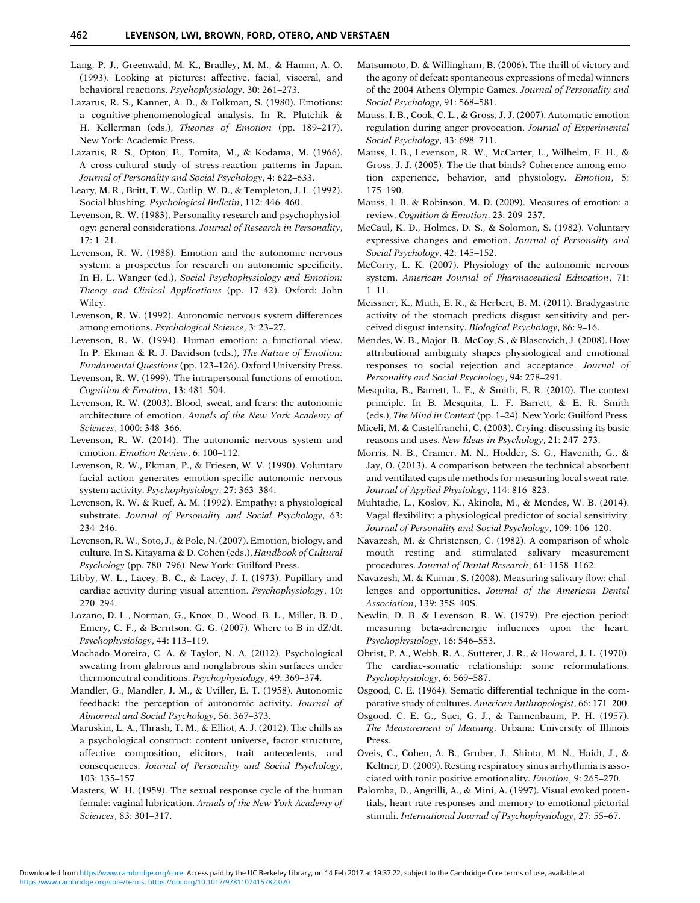Lang, P. J., Greenwald, M. K., Bradley, M. M., & Hamm, A. O. (1993). Looking at pictures: affective, facial, visceral, and behavioral reactions. *Psychophysiology*, 30: 261–273.

Lazarus, R. S., Kanner, A. D., & Folkman, S. (1980). Emotions: a cognitive-phenomenological analysis. In R. Plutchik & H. Kellerman (eds.), *Theories of Emotion* (pp. 189–217). New York: Academic Press.

Lazarus, R. S., Opton, E., Tomita, M., & Kodama, M. (1966). A cross-cultural study of stress-reaction patterns in Japan. *Journal of Personality and Social Psychology*, 4: 622–633.

Leary, M. R., Britt, T. W., Cutlip, W. D., & Templeton, J. L. (1992). Social blushing. *Psychological Bulletin*, 112: 446–460.

Levenson, R. W. (1983). Personality research and psychophysiology: general considerations. *Journal of Research in Personality*, 17: 1–21.

Levenson, R. W. (1988). Emotion and the autonomic nervous system: a prospectus for research on autonomic specificity. In H. L. Wanger (ed.), *Social Psychophysiology and Emotion: Theory and Clinical Applications* (pp. 17–42). Oxford: John Wiley.

Levenson, R. W. (1992). Autonomic nervous system differences among emotions. *Psychological Science*, 3: 23–27.

Levenson, R. W. (1994). Human emotion: a functional view. In P. Ekman & R. J. Davidson (eds.), *The Nature of Emotion: Fundamental Questions* (pp. 123–126). Oxford University Press.

Levenson, R. W. (1999). The intrapersonal functions of emotion. *Cognition & Emotion*, 13: 481–504.

Levenson, R. W. (2003). Blood, sweat, and fears: the autonomic architecture of emotion. *Annals of the New York Academy of Sciences*, 1000: 348–366.

Levenson, R. W. (2014). The autonomic nervous system and emotion. *Emotion Review*, 6: 100–112.

Levenson, R. W., Ekman, P., & Friesen, W. V. (1990). Voluntary facial action generates emotion-specific autonomic nervous system activity. *Psychophysiology*, 27: 363–384.

Levenson, R. W. & Ruef, A. M. (1992). Empathy: a physiological substrate. *Journal of Personality and Social Psychology*, 63: 234–246.

Levenson, R. W., Soto, J., & Pole, N. (2007). Emotion, biology, and culture. In S. Kitayama & D. Cohen (eds.), *Handbook of Cultural Psychology* (pp. 780–796). New York: Guilford Press.

Libby, W. L., Lacey, B. C., & Lacey, J. I. (1973). Pupillary and cardiac activity during visual attention. *Psychophysiology*, 10: 270–294.

Lozano, D. L., Norman, G., Knox, D., Wood, B. L., Miller, B. D., Emery, C. F., & Berntson, G. G. (2007). Where to B in dZ/dt. *Psychophysiology*, 44: 113–119.

Machado-Moreira, C. A. & Taylor, N. A. (2012). Psychological sweating from glabrous and nonglabrous skin surfaces under thermoneutral conditions. *Psychophysiology*, 49: 369–374.

Mandler, G., Mandler, J. M., & Uviller, E. T. (1958). Autonomic feedback: the perception of autonomic activity. *Journal of Abnormal and Social Psychology*, 56: 367–373.

Maruskin, L. A., Thrash, T. M., & Elliot, A. J. (2012). The chills as a psychological construct: content universe, factor structure, affective composition, elicitors, trait antecedents, and consequences. *Journal of Personality and Social Psychology*, 103: 135–157.

Masters, W. H. (1959). The sexual response cycle of the human female: vaginal lubrication. *Annals of the New York Academy of Sciences*, 83: 301–317.

Matsumoto, D. & Willingham, B. (2006). The thrill of victory and the agony of defeat: spontaneous expressions of medal winners of the 2004 Athens Olympic Games. *Journal of Personality and Social Psychology*, 91: 568–581.

Mauss, I. B., Cook, C. L., & Gross, J. J. (2007). Automatic emotion regulation during anger provocation. *Journal of Experimental Social Psychology*, 43: 698–711.

Mauss, I. B., Levenson, R. W., McCarter, L., Wilhelm, F. H., & Gross, J. J. (2005). The tie that binds? Coherence among emotion experience, behavior, and physiology. *Emotion*, 5: 175–190.

Mauss, I. B. & Robinson, M. D. (2009). Measures of emotion: a review. *Cognition & Emotion*, 23: 209–237.

McCaul, K. D., Holmes, D. S., & Solomon, S. (1982). Voluntary expressive changes and emotion. *Journal of Personality and Social Psychology*, 42: 145–152.

McCorry, L. K. (2007). Physiology of the autonomic nervous system. *American Journal of Pharmaceutical Education*, 71: 1–11.

Meissner, K., Muth, E. R., & Herbert, B. M. (2011). Bradygastric activity of the stomach predicts disgust sensitivity and perceived disgust intensity. *Biological Psychology*, 86: 9–16.

Mendes, W. B., Major, B., McCoy, S., & Blascovich, J. (2008). How attributional ambiguity shapes physiological and emotional responses to social rejection and acceptance. *Journal of Personality and Social Psychology*, 94: 278–291.

Mesquita, B., Barrett, L. F., & Smith, E. R. (2010). The context principle. In B. Mesquita, L. F. Barrett, & E. R. Smith (eds.), *The Mind in Context* (pp. 1–24). New York: Guilford Press.

Miceli, M. & Castelfranchi, C. (2003). Crying: discussing its basic reasons and uses. *New Ideas in Psychology*, 21: 247–273.

Morris, N. B., Cramer, M. N., Hodder, S. G., Havenith, G., & Jay, O. (2013). A comparison between the technical absorbent and ventilated capsule methods for measuring local sweat rate. *Journal of Applied Physiology*, 114: 816–823.

Muhtadie, L., Koslov, K., Akinola, M., & Mendes, W. B. (2014). Vagal flexibility: a physiological predictor of social sensitivity. *Journal of Personality and Social Psychology*, 109: 106–120.

Navazesh, M. & Christensen, C. (1982). A comparison of whole mouth resting and stimulated salivary measurement procedures. *Journal of Dental Research*, 61: 1158–1162.

Navazesh, M. & Kumar, S. (2008). Measuring salivary flow: challenges and opportunities. *Journal of the American Dental Association*, 139: 35S–40S.

Newlin, D. B. & Levenson, R. W. (1979). Pre-ejection period: measuring beta-adrenergic influences upon the heart. *Psychophysiology*, 16: 546–553.

Obrist, P. A., Webb, R. A., Sutterer, J. R., & Howard, J. L. (1970). The cardiac-somatic relationship: some reformulations. *Psychophysiology*, 6: 569–587.

Osgood, C. E. (1964). Sematic differential technique in the comparative study of cultures. *American Anthropologist*, 66: 171–200.

Osgood, C. E. G., Suci, G. J., & Tannenbaum, P. H. (1957). *The Measurement of Meaning*. Urbana: University of Illinois Press.

Oveis, C., Cohen, A. B., Gruber, J., Shiota, M. N., Haidt, J., & Keltner, D. (2009). Resting respiratory sinus arrhythmia is associated with tonic positive emotionality. *Emotion*, 9: 265–270.

Palomba, D., Angrilli, A., & Mini, A. (1997). Visual evoked potentials, heart rate responses and memory to emotional pictorial stimuli. *International Journal of Psychophysiology*, 27: 55–67.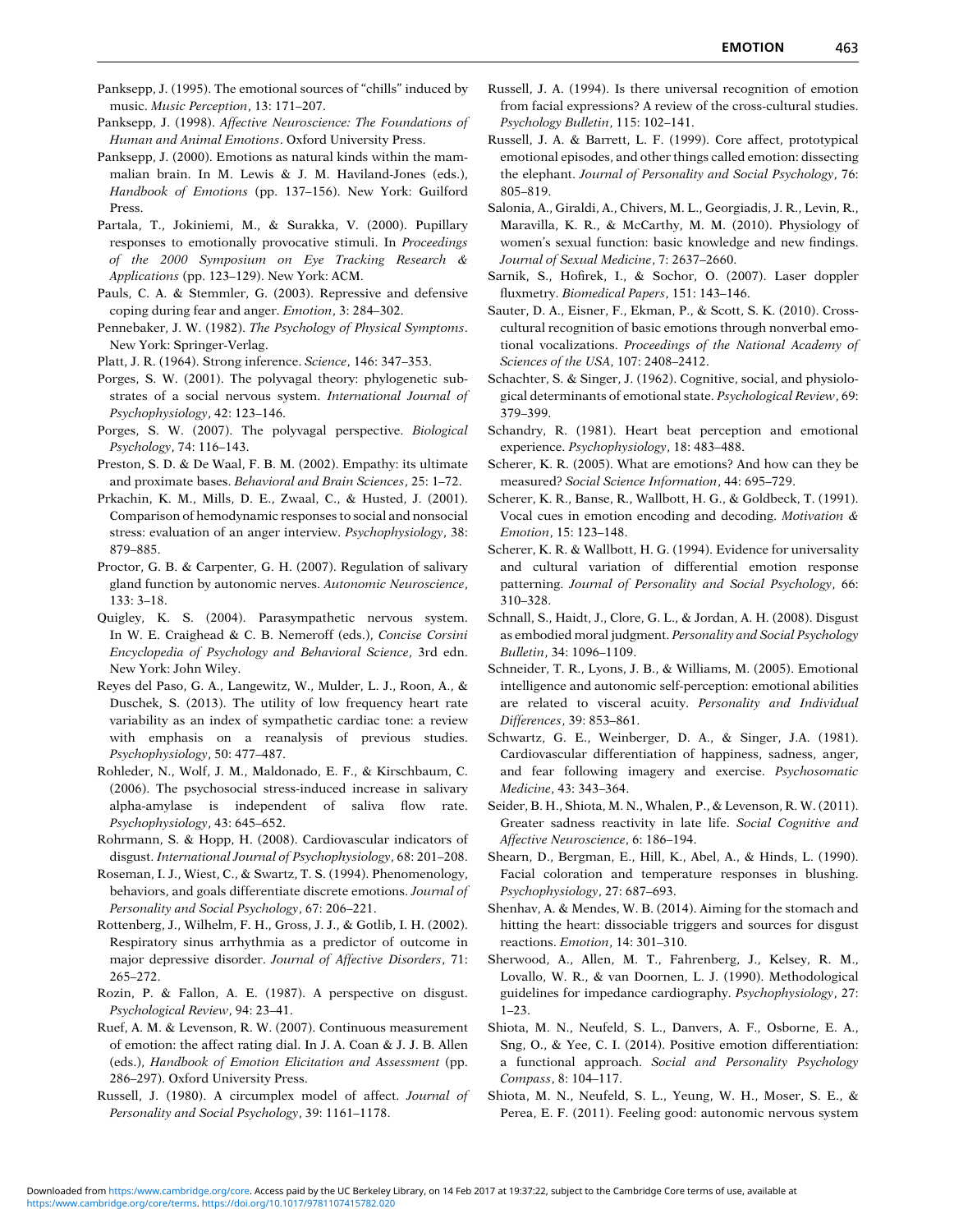Panksepp, J. (1995). The emotional sources of "chills" induced by music. *Music Perception*, 13: 171–207.

Panksepp, J. (1998). *Affective Neuroscience: The Foundations of Human and Animal Emotions*. Oxford University Press.

Panksepp, J. (2000). Emotions as natural kinds within the mammalian brain. In M. Lewis & J. M. Haviland-Jones (eds.), *Handbook of Emotions* (pp. 137–156). New York: Guilford Press.

Partala, T., Jokiniemi, M., & Surakka, V. (2000). Pupillary responses to emotionally provocative stimuli. In *Proceedings of the 2000 Symposium on Eye Tracking Research & Applications* (pp. 123–129). New York: ACM.

Pauls, C. A. & Stemmler, G. (2003). Repressive and defensive coping during fear and anger. *Emotion*, 3: 284–302.

Pennebaker, J. W. (1982). *The Psychology of Physical Symptoms*. New York: Springer-Verlag.

Platt, J. R. (1964). Strong inference. *Science*, 146: 347–353.

Porges, S. W. (2001). The polyvagal theory: phylogenetic substrates of a social nervous system. *International Journal of Psychophysiology*, 42: 123–146.

Porges, S. W. (2007). The polyvagal perspective. *Biological Psychology*, 74: 116–143.

Preston, S. D. & De Waal, F. B. M. (2002). Empathy: its ultimate and proximate bases. *Behavioral and Brain Sciences*, 25: 1–72.

Prkachin, K. M., Mills, D. E., Zwaal, C., & Husted, J. (2001). Comparison of hemodynamic responses to social and nonsocial stress: evaluation of an anger interview. *Psychophysiology*, 38: 879–885.

Proctor, G. B. & Carpenter, G. H. (2007). Regulation of salivary gland function by autonomic nerves. *Autonomic Neuroscience*, 133: 3–18.

Quigley, K. S. (2004). Parasympathetic nervous system. In W. E. Craighead & C. B. Nemeroff (eds.), *Concise Corsini Encyclopedia of Psychology and Behavioral Science*, 3rd edn. New York: John Wiley.

Reyes del Paso, G. A., Langewitz, W., Mulder, L. J., Roon, A., & Duschek, S. (2013). The utility of low frequency heart rate variability as an index of sympathetic cardiac tone: a review with emphasis on a reanalysis of previous studies. *Psychophysiology*, 50: 477–487.

Rohleder, N., Wolf, J. M., Maldonado, E. F., & Kirschbaum, C. (2006). The psychosocial stress-induced increase in salivary alpha-amylase is independent of saliva flow rate. *Psychophysiology*, 43: 645–652.

Rohrmann, S. & Hopp, H. (2008). Cardiovascular indicators of disgust. *International Journal of Psychophysiology*, 68: 201–208.

Roseman, I. J., Wiest, C., & Swartz, T. S. (1994). Phenomenology, behaviors, and goals differentiate discrete emotions. *Journal of Personality and Social Psychology*, 67: 206–221.

Rottenberg, J., Wilhelm, F. H., Gross, J. J., & Gotlib, I. H. (2002). Respiratory sinus arrhythmia as a predictor of outcome in major depressive disorder. *Journal of Affective Disorders*, 71: 265–272.

Rozin, P. & Fallon, A. E. (1987). A perspective on disgust. *Psychological Review*, 94: 23–41.

Ruef, A. M. & Levenson, R. W. (2007). Continuous measurement of emotion: the affect rating dial. In J. A. Coan & J. J. B. Allen (eds.), *Handbook of Emotion Elicitation and Assessment* (pp. 286–297). Oxford University Press.

Russell, J. (1980). A circumplex model of affect. *Journal of Personality and Social Psychology*, 39: 1161–1178.

Russell, J. A. (1994). Is there universal recognition of emotion from facial expressions? A review of the cross-cultural studies. *Psychology Bulletin*, 115: 102–141.

Russell, J. A. & Barrett, L. F. (1999). Core affect, prototypical emotional episodes, and other things called emotion: dissecting the elephant. *Journal of Personality and Social Psychology*, 76: 805–819.

Salonia, A., Giraldi, A., Chivers, M. L., Georgiadis, J. R., Levin, R., Maravilla, K. R., & McCarthy, M. M. (2010). Physiology of women's sexual function: basic knowledge and new findings. *Journal of Sexual Medicine*, 7: 2637–2660.

Sarnik, S., Hofirek, I., & Sochor, O. (2007). Laser doppler fluxmetry. *Biomedical Papers*, 151: 143–146.

Sauter, D. A., Eisner, F., Ekman, P., & Scott, S. K. (2010). Cross-cultural recognition of basic emotions through nonverbal emotional vocalizations. *Proceedings of the National Academy of Sciences of the USA*, 107: 2408–2412.

Schachter, S. & Singer, J. (1962). Cognitive, social, and physiological determinants of emotional state. *Psychological Review*, 69: 379–399.

Schandry, R. (1981). Heart beat perception and emotional experience. *Psychophysiology*, 18: 483–488.

Scherer, K. R. (2005). What are emotions? And how can they be measured? *Social Science Information*, 44: 695–729.

Scherer, K. R., Banse, R., Wallbott, H. G., & Goldbeck, T. (1991). Vocal cues in emotion encoding and decoding. *Motivation & Emotion*, 15: 123–148.

Scherer, K. R. & Wallbott, H. G. (1994). Evidence for universality and cultural variation of differential emotion response patterning. *Journal of Personality and Social Psychology*, 66: 310–328.

Schnall, S., Haidt, J., Clore, G. L., & Jordan, A. H. (2008). Disgust as embodied moral judgment. *Personality and Social Psychology Bulletin*, 34: 1096–1109.

Schneider, T. R., Lyons, J. B., & Williams, M. (2005). Emotional intelligence and autonomic self-perception: emotional abilities are related to visceral acuity. *Personality and Individual Differences*, 39: 853–861.

Schwartz, G. E., Weinberger, D. A., & Singer, J.A. (1981). Cardiovascular differentiation of happiness, sadness, anger, and fear following imagery and exercise. *Psychosomatic Medicine*, 43: 343–364.

Seider, B. H., Shiota, M. N., Whalen, P., & Levenson, R. W. (2011). Greater sadness reactivity in late life. *Social Cognitive and Affective Neuroscience*, 6: 186–194.

Shearn, D., Bergman, E., Hill, K., Abel, A., & Hinds, L. (1990). Facial coloration and temperature responses in blushing. *Psychophysiology*, 27: 687–693.

Shenhav, A. & Mendes, W. B. (2014). Aiming for the stomach and hitting the heart: dissociable triggers and sources for disgust reactions. *Emotion*, 14: 301–310.

Sherwood, A., Allen, M. T., Fahrenberg, J., Kelsey, R. M., Lovallo, W. R., & van Doornen, L. J. (1990). Methodological guidelines for impedance cardiography. *Psychophysiology*, 27: 1–23.

Shiota, M. N., Neufeld, S. L., Danvers, A. F., Osborne, E. A., Sng, O., & Yee, C. I. (2014). Positive emotion differentiation: a functional approach. *Social and Personality Psychology Compass*, 8: 104–117.

Shiota, M. N., Neufeld, S. L., Yeung, W. H., Moser, S. E., & Perea, E. F. (2011). Feeling good: autonomic nervous system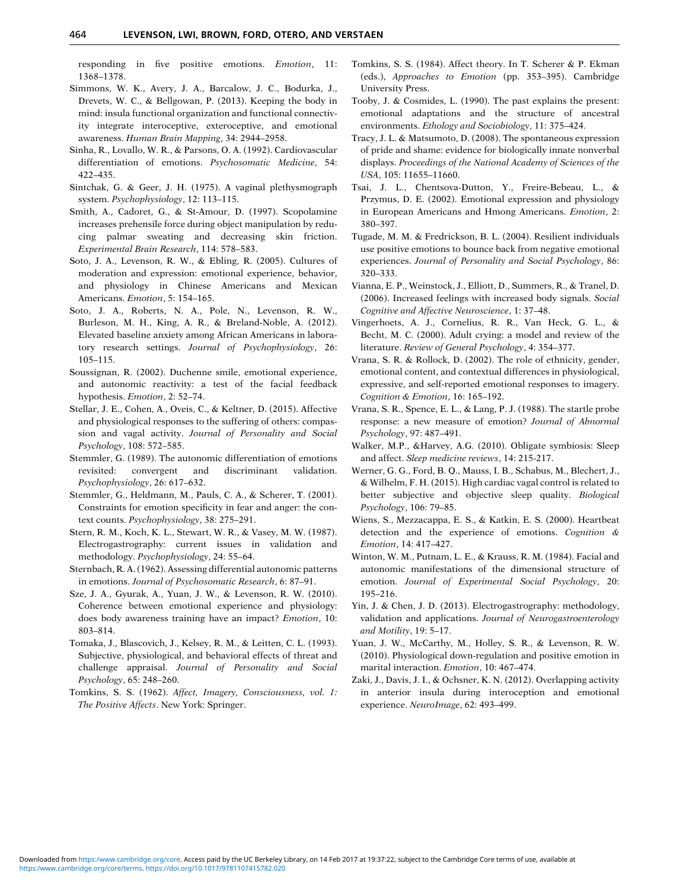responding in five positive emotions. *Emotion*, 11: 1368–1378.

Simmons, W. K., Avery, J. A., Barcalow, J. C., Bodurka, J., Drevets, W. C., & Bellgowan, P. (2013). Keeping the body in mind: insula functional organization and functional connectivity integrate interoceptive, exteroceptive, and emotional awareness. *Human Brain Mapping*, 34: 2944–2958.

Sinha, R., Lovallo, W. R., & Parsons, O. A. (1992). Cardiovascular differentiation of emotions. *Psychosomatic Medicine*, 54: 422–435.

Sintchak, G. & Geer, J. H. (1975). A vaginal plethysmograph system. *Psychophysiology*, 12: 113–115.

Smith, A., Cadoret, G., & St-Amour, D. (1997). Scopolamine increases prehensile force during object manipulation by reducing palmar sweating and decreasing skin friction. *Experimental Brain Research*, 114: 578–583.

Soto, J. A., Levenson, R. W., & Ebling, R. (2005). Cultures of moderation and expression: emotional experience, behavior, and physiology in Chinese Americans and Mexican Americans. *Emotion*, 5: 154–165.

Soto, J. A., Roberts, N. A., Pole, N., Levenson, R. W., Burleson, M. H., King, A. R., & Breland-Noble, A. (2012). Elevated baseline anxiety among African Americans in laboratory research settings. *Journal of Psychophysiology*, 26: 105–115.

Soussignan, R. (2002). Duchenne smile, emotional experience, and autonomic reactivity: a test of the facial feedback hypothesis. *Emotion*, 2: 52–74.

Stellar, J. E., Cohen, A., Oveis, C., & Keltner, D. (2015). Affective and physiological responses to the suffering of others: compassion and vagal activity. *Journal of Personality and Social Psychology*, 108: 572–585.

Stemmler, G. (1989). The autonomic differentiation of emotions revisited: convergent and discriminant validation. *Psychophysiology*, 26: 617–632.

Stemmler, G., Heldmann, M., Pauls, C. A., & Scherer, T. (2001). Constraints for emotion specificity in fear and anger: the context counts. *Psychophysiology*, 38: 275–291.

Stern, R. M., Koch, K. L., Stewart, W. R., & Vasey, M. W. (1987). Electrogastrography: current issues in validation and methodology. *Psychophysiology*, 24: 55–64.

Sternbach, R. A. (1962). Assessing differential autonomic patterns in emotions. *Journal of Psychosomatic Research*, 6: 87–91.

Sze, J. A., Gyurak, A., Yuan, J. W., & Levenson, R. W. (2010). Coherence between emotional experience and physiology: does body awareness training have an impact? *Emotion*, 10: 803–814.

Tomaka, J., Blascovich, J., Kelsey, R. M., & Leitten, C. L. (1993). Subjective, physiological, and behavioral effects of threat and challenge appraisal. *Journal of Personality and Social Psychology*, 65: 248–260.

Tomkins, S. S. (1962). *Affect, Imagery, Consciousness, vol. 1: The Positive Affects*. New York: Springer.

Tomkins, S. S. (1984). Affect theory. In T. Scherer & P. Ekman (eds.), *Approaches to Emotion* (pp. 353–395). Cambridge University Press.

Tooby, J. & Cosmides, L. (1990). The past explains the present: emotional adaptations and the structure of ancestral environments. *Ethology and Sociobiology*, 11: 375–424.

Tracy, J. L. & Matsumoto, D. (2008). The spontaneous expression of pride and shame: evidence for biologically innate nonverbal displays. *Proceedings of the National Academy of Sciences of the USA*, 105: 11655–11660.

Tsai, J. L., Chentsova-Dutton, Y., Freire-Bebeau, L., & Przymus, D. E. (2002). Emotional expression and physiology in European Americans and Hmong Americans. *Emotion*, 2: 380–397.

Tugade, M. M. & Fredrickson, B. L. (2004). Resilient individuals use positive emotions to bounce back from negative emotional experiences. *Journal of Personality and Social Psychology*, 86: 320–333.

Vianna, E. P., Weinstock, J., Elliott, D., Summers, R., & Tranel, D. (2006). Increased feelings with increased body signals. *Social Cognitive and Affective Neuroscience*, 1: 37–48.

Vingerhoets, A. J., Cornelius, R. R., Van Heck, G. L., & Becht, M. C. (2000). Adult crying: a model and review of the literature. *Review of General Psychology*, 4: 354–377.

Vrana, S. R. & Rollock, D. (2002). The role of ethnicity, gender, emotional content, and contextual differences in physiological, expressive, and self-reported emotional responses to imagery. *Cognition & Emotion*, 16: 165–192.

Vrana, S. R., Spence, E. L., & Lang, P. J. (1988). The startle probe response: a new measure of emotion? *Journal of Abnormal Psychology*, 97: 487–491.

Walker, M.P., &Harvey, A.G. (2010). Obligate symbiosis: Sleep and affect. *Sleep medicine reviews*, 14: 215-217.

Werner, G. G., Ford, B. Q., Mauss, I. B., Schabus, M., Blechert, J., & Wilhelm, F. H. (2015). High cardiac vagal control is related to better subjective and objective sleep quality. *Biological Psychology*, 106: 79–85.

Wiens, S., Mezzacappa, E. S., & Katkin, E. S. (2000). Heartbeat detection and the experience of emotions. *Cognition & Emotion*, 14: 417–427.

Winton, W. M., Putnam, L. E., & Krauss, R. M. (1984). Facial and autonomic manifestations of the dimensional structure of emotion. *Journal of Experimental Social Psychology*, 20: 195–216.

Yin, J. & Chen, J. D. (2013). Electrogastrography: methodology, validation and applications. *Journal of Neurogastroenterology and Motility*, 19: 5–17.

Yuan, J. W., McCarthy, M., Holley, S. R., & Levenson, R. W. (2010). Physiological down-regulation and positive emotion in marital interaction. *Emotion*, 10: 467–474.

Zaki, J., Davis, J. I., & Ochsner, K. N. (2012). Overlapping activity in anterior insula during interoception and emotional experience. *NeuroImage*, 62: 493–499.